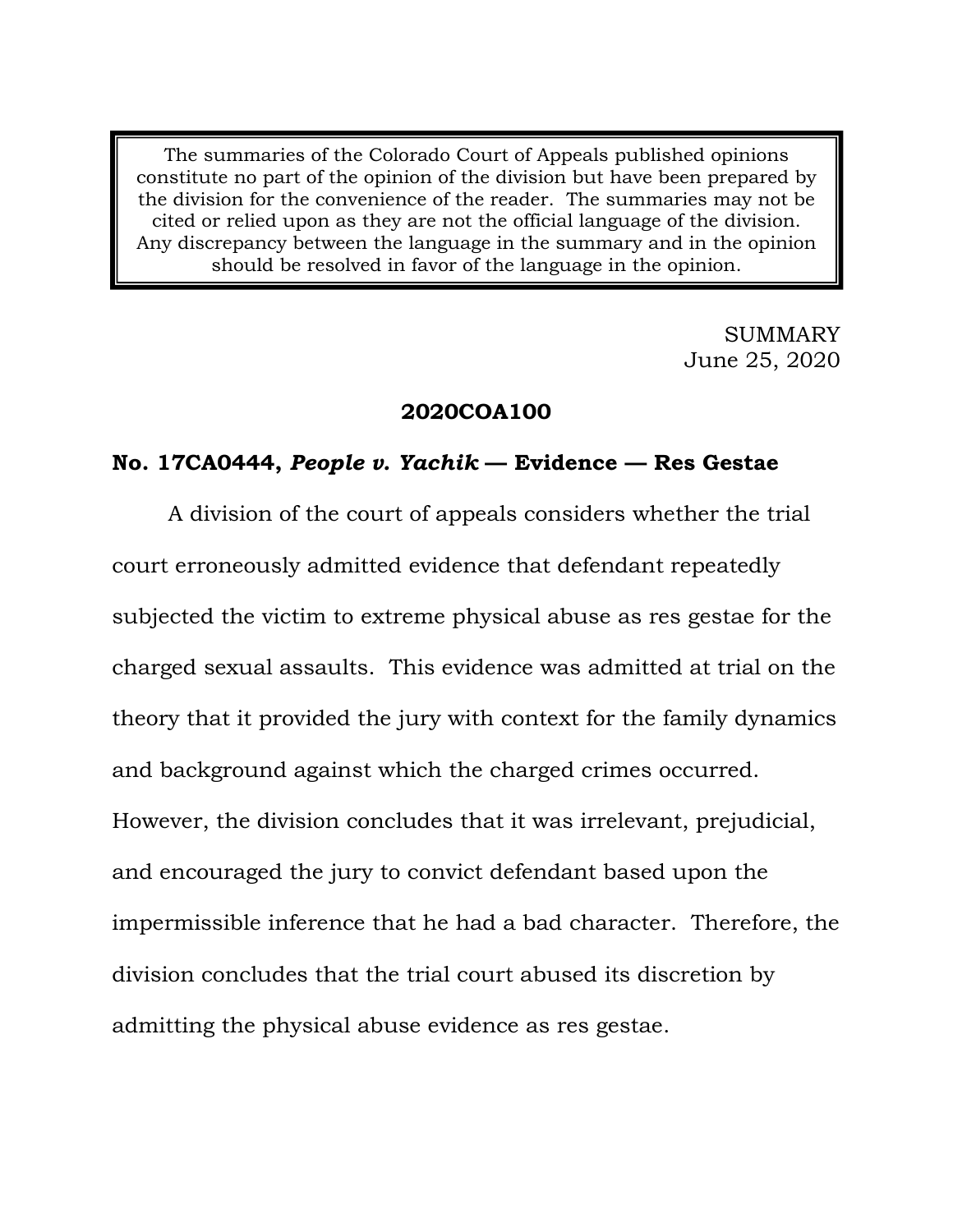> The summaries of the Colorado Court of Appeals published opinions constitute no part of the opinion of the division but have been prepared by the division for the convenience of the reader. The summaries may not be cited or relied upon as they are not the official language of the division. Any discrepancy between the language in the summary and in the opinion should be resolved in favor of the language in the opinion.

SUMMARY
June 25, 2020

**2020COA100**

**No. 17CA0444, *People v. Yachik* — Evidence — Res Gestae**

A division of the court of appeals considers whether the trial court erroneously admitted evidence that defendant repeatedly subjected the victim to extreme physical abuse as res gestae for the charged sexual assaults. This evidence was admitted at trial on the theory that it provided the jury with context for the family dynamics and background against which the charged crimes occurred. However, the division concludes that it was irrelevant, prejudicial, and encouraged the jury to convict defendant based upon the impermissible inference that he had a bad character. Therefore, the division concludes that the trial court abused its discretion by admitting the physical abuse evidence as res gestae.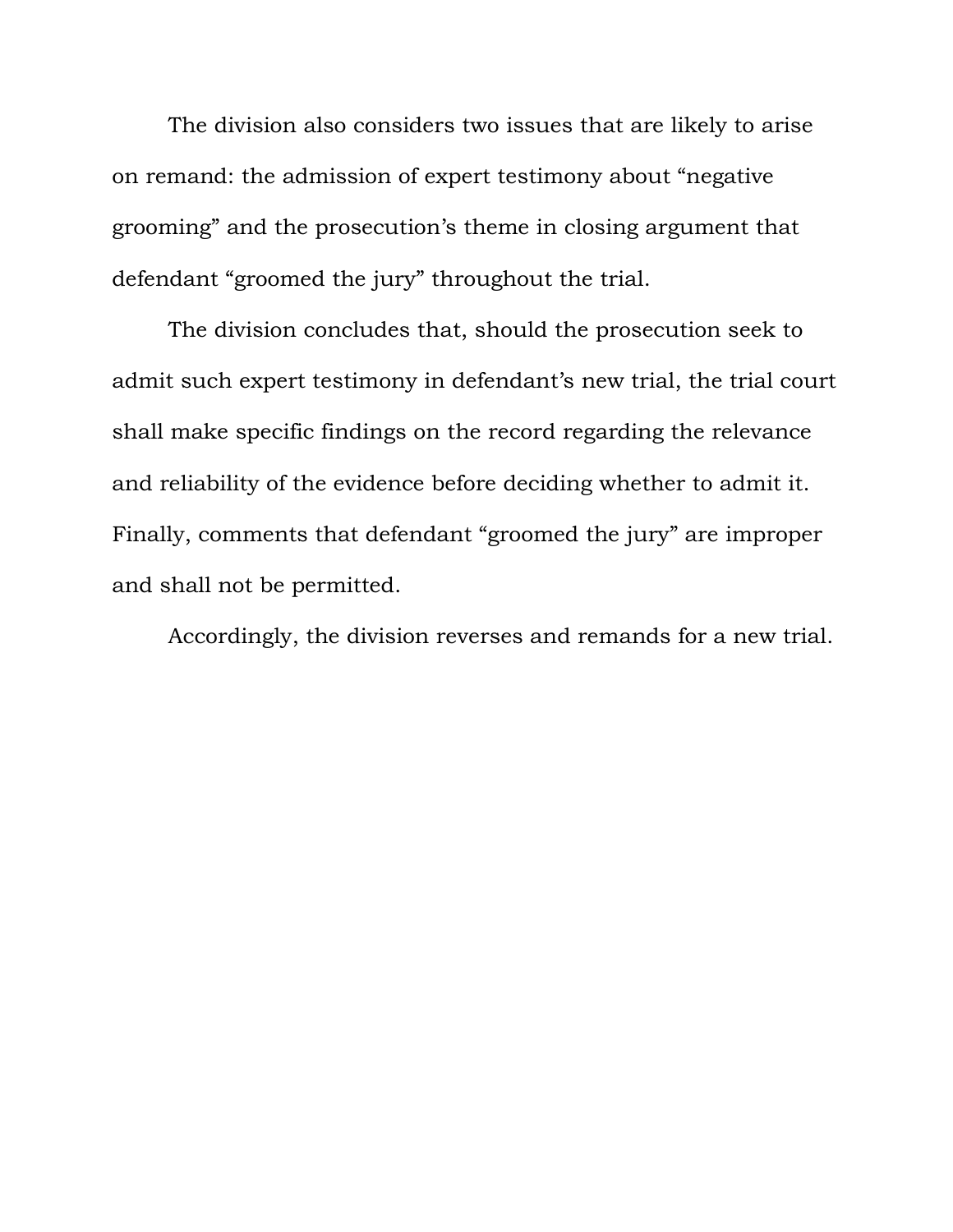The division also considers two issues that are likely to arise on remand: the admission of expert testimony about "negative grooming" and the prosecution's theme in closing argument that defendant "groomed the jury" throughout the trial.

The division concludes that, should the prosecution seek to admit such expert testimony in defendant's new trial, the trial court shall make specific findings on the record regarding the relevance and reliability of the evidence before deciding whether to admit it. Finally, comments that defendant "groomed the jury" are improper and shall not be permitted.

Accordingly, the division reverses and remands for a new trial.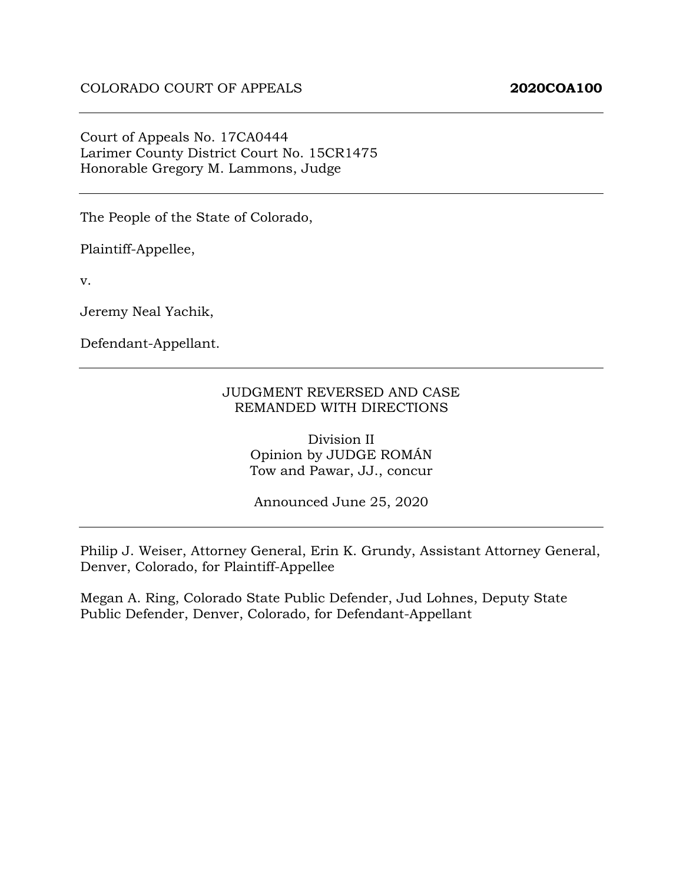COLORADO COURT OF APPEALS **2020COA100**

---

Court of Appeals No. 17CA0444
Larimer County District Court No. 15CR1475
Honorable Gregory M. Lammons, Judge

---

The People of the State of Colorado,

Plaintiff-Appellee,

v.

Jeremy Neal Yachik,

Defendant-Appellant.

---

JUDGMENT REVERSED AND CASE
REMANDED WITH DIRECTIONS

Division II
Opinion by JUDGE ROMÁN
Tow and Pawar, JJ., concur

Announced June 25, 2020

---

Philip J. Weiser, Attorney General, Erin K. Grundy, Assistant Attorney General, Denver, Colorado, for Plaintiff-Appellee

Megan A. Ring, Colorado State Public Defender, Jud Lohnes, Deputy State Public Defender, Denver, Colorado, for Defendant-Appellant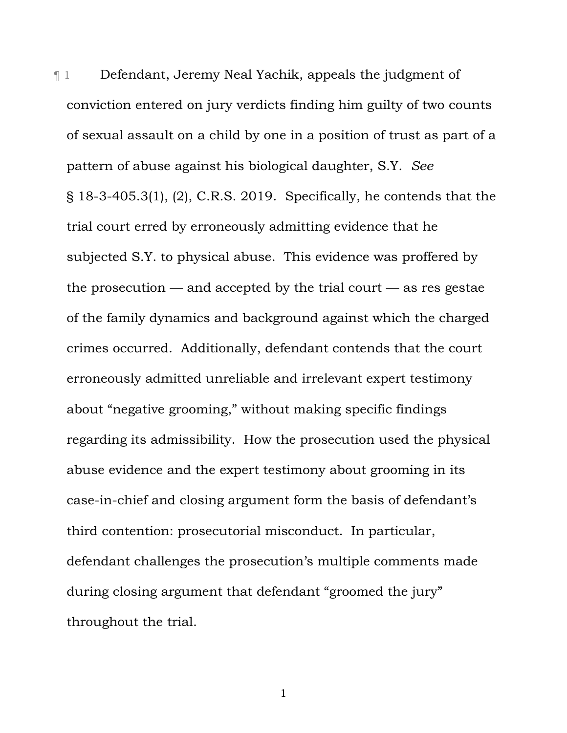¶ 1 Defendant, Jeremy Neal Yachik, appeals the judgment of conviction entered on jury verdicts finding him guilty of two counts of sexual assault on a child by one in a position of trust as part of a pattern of abuse against his biological daughter, S.Y. *See* § 18-3-405.3(1), (2), C.R.S. 2019. Specifically, he contends that the trial court erred by erroneously admitting evidence that he subjected S.Y. to physical abuse. This evidence was proffered by the prosecution — and accepted by the trial court — as res gestae of the family dynamics and background against which the charged crimes occurred. Additionally, defendant contends that the court erroneously admitted unreliable and irrelevant expert testimony about "negative grooming," without making specific findings regarding its admissibility. How the prosecution used the physical abuse evidence and the expert testimony about grooming in its case-in-chief and closing argument form the basis of defendant's third contention: prosecutorial misconduct. In particular, defendant challenges the prosecution's multiple comments made during closing argument that defendant "groomed the jury" throughout the trial.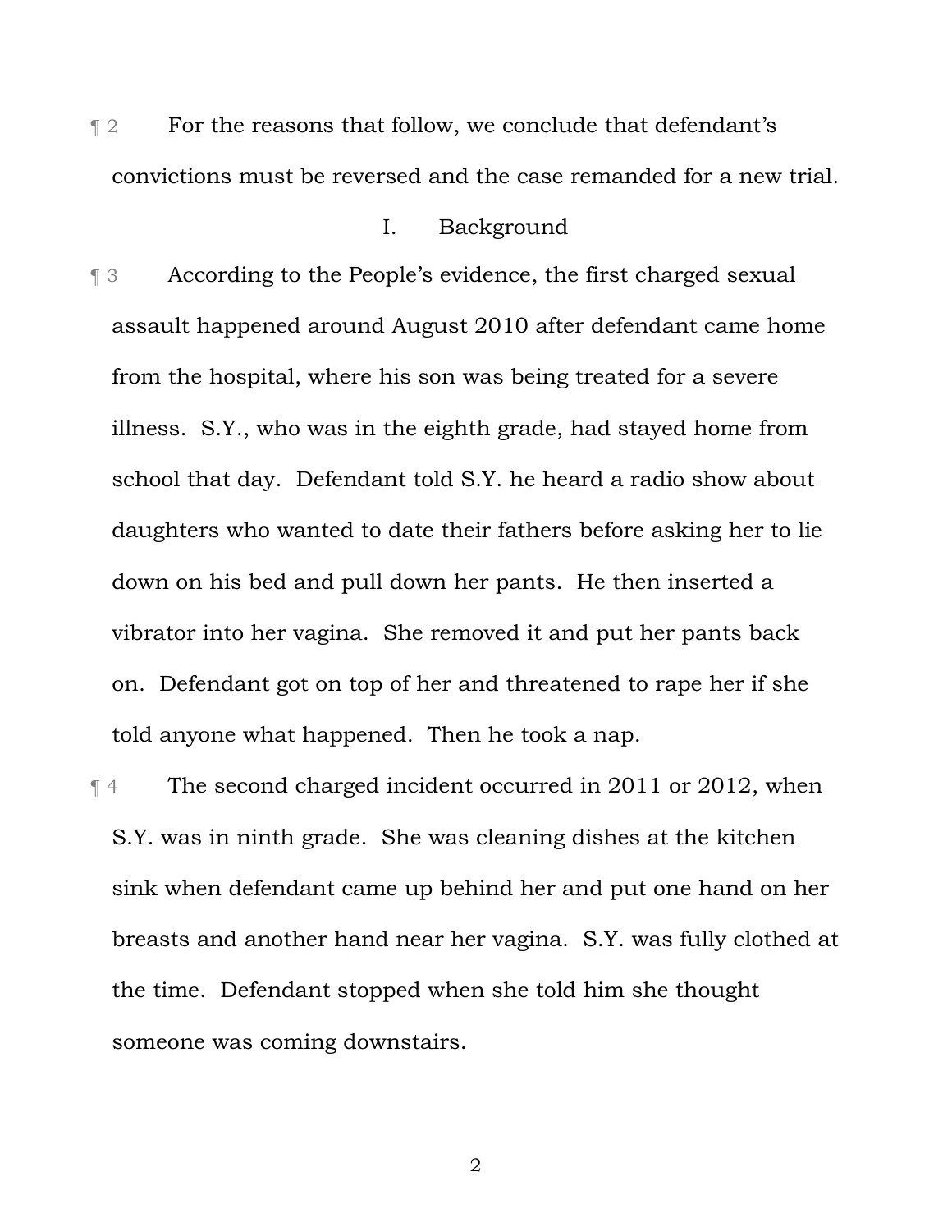¶ 2 For the reasons that follow, we conclude that defendant's convictions must be reversed and the case remanded for a new trial.

## I. Background

¶ 3 According to the People's evidence, the first charged sexual assault happened around August 2010 after defendant came home from the hospital, where his son was being treated for a severe illness. S.Y., who was in the eighth grade, had stayed home from school that day. Defendant told S.Y. he heard a radio show about daughters who wanted to date their fathers before asking her to lie down on his bed and pull down her pants. He then inserted a vibrator into her vagina. She removed it and put her pants back on. Defendant got on top of her and threatened to rape her if she told anyone what happened. Then he took a nap.

¶ 4 The second charged incident occurred in 2011 or 2012, when S.Y. was in ninth grade. She was cleaning dishes at the kitchen sink when defendant came up behind her and put one hand on her breasts and another hand near her vagina. S.Y. was fully clothed at the time. Defendant stopped when she told him she thought someone was coming downstairs.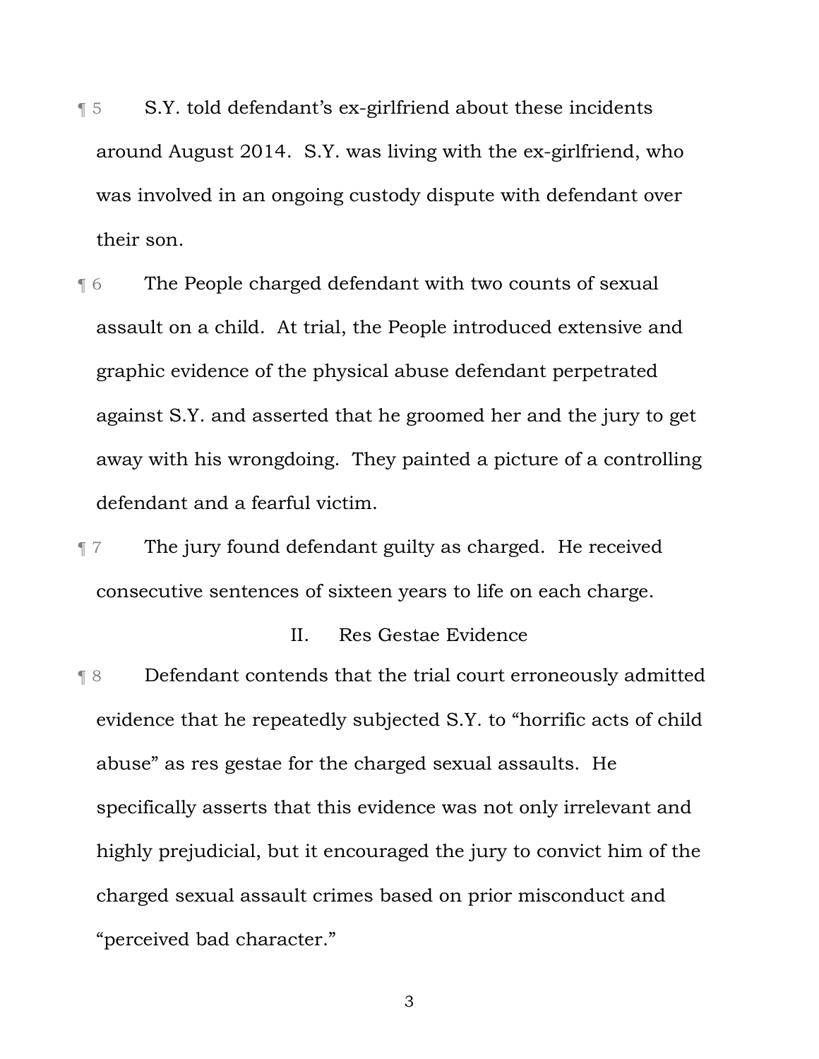¶ 5 S.Y. told defendant's ex-girlfriend about these incidents around August 2014. S.Y. was living with the ex-girlfriend, who was involved in an ongoing custody dispute with defendant over their son.

¶ 6 The People charged defendant with two counts of sexual assault on a child. At trial, the People introduced extensive and graphic evidence of the physical abuse defendant perpetrated against S.Y. and asserted that he groomed her and the jury to get away with his wrongdoing. They painted a picture of a controlling defendant and a fearful victim.

¶ 7 The jury found defendant guilty as charged. He received consecutive sentences of sixteen years to life on each charge.

## II. Res Gestae Evidence

¶ 8 Defendant contends that the trial court erroneously admitted evidence that he repeatedly subjected S.Y. to "horrific acts of child abuse" as res gestae for the charged sexual assaults. He specifically asserts that this evidence was not only irrelevant and highly prejudicial, but it encouraged the jury to convict him of the charged sexual assault crimes based on prior misconduct and "perceived bad character."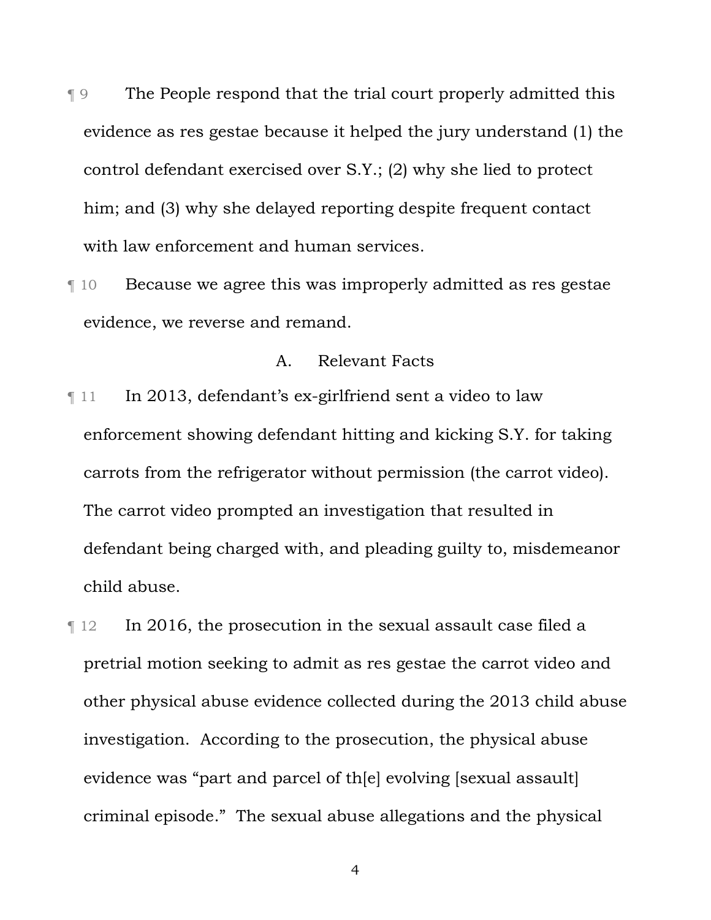¶ 9 The People respond that the trial court properly admitted this evidence as res gestae because it helped the jury understand (1) the control defendant exercised over S.Y.; (2) why she lied to protect him; and (3) why she delayed reporting despite frequent contact with law enforcement and human services.

¶ 10 Because we agree this was improperly admitted as res gestae evidence, we reverse and remand.

### A. Relevant Facts

¶ 11 In 2013, defendant's ex-girlfriend sent a video to law enforcement showing defendant hitting and kicking S.Y. for taking carrots from the refrigerator without permission (the carrot video). The carrot video prompted an investigation that resulted in defendant being charged with, and pleading guilty to, misdemeanor child abuse.

¶ 12 In 2016, the prosecution in the sexual assault case filed a pretrial motion seeking to admit as res gestae the carrot video and other physical abuse evidence collected during the 2013 child abuse investigation. According to the prosecution, the physical abuse evidence was "part and parcel of th[e] evolving [sexual assault] criminal episode." The sexual abuse allegations and the physical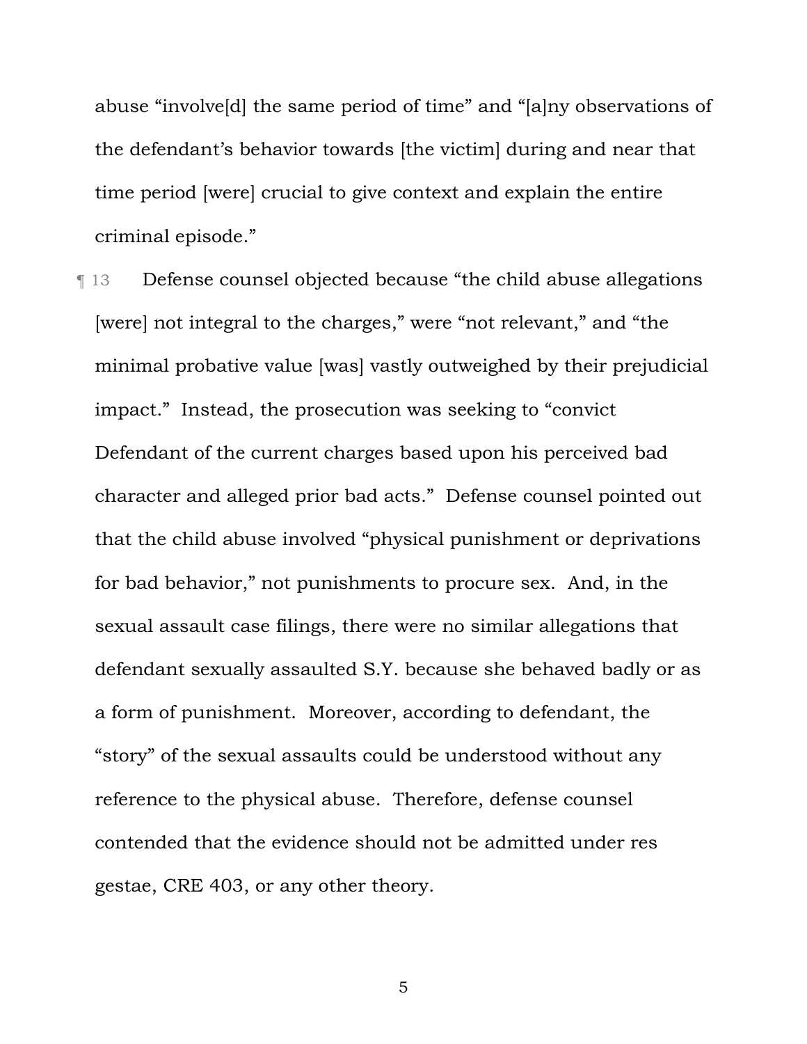abuse “involve[d] the same period of time” and “[a]ny observations of the defendant’s behavior towards [the victim] during and near that time period [were] crucial to give context and explain the entire criminal episode.”

¶ 13 Defense counsel objected because “the child abuse allegations [were] not integral to the charges,” were “not relevant,” and “the minimal probative value [was] vastly outweighed by their prejudicial impact.” Instead, the prosecution was seeking to “convict Defendant of the current charges based upon his perceived bad character and alleged prior bad acts.” Defense counsel pointed out that the child abuse involved “physical punishment or deprivations for bad behavior,” not punishments to procure sex. And, in the sexual assault case filings, there were no similar allegations that defendant sexually assaulted S.Y. because she behaved badly or as a form of punishment. Moreover, according to defendant, the “story” of the sexual assaults could be understood without any reference to the physical abuse. Therefore, defense counsel contended that the evidence should not be admitted under res gestae, CRE 403, or any other theory.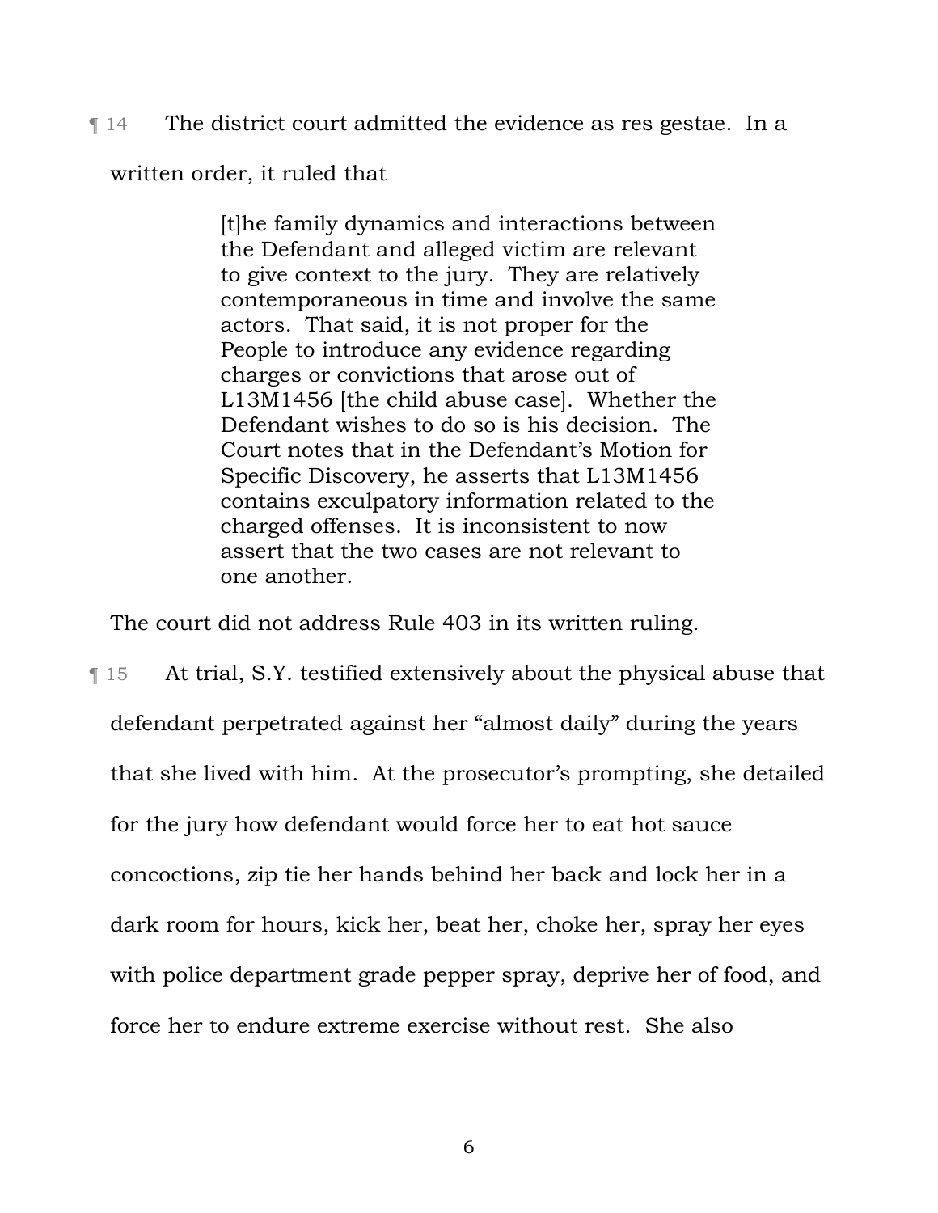¶ 14 The district court admitted the evidence as res gestae. In a written order, it ruled that

> [t]he family dynamics and interactions between the Defendant and alleged victim are relevant to give context to the jury. They are relatively contemporaneous in time and involve the same actors. That said, it is not proper for the People to introduce any evidence regarding charges or convictions that arose out of L13M1456 [the child abuse case]. Whether the Defendant wishes to do so is his decision. The Court notes that in the Defendant's Motion for Specific Discovery, he asserts that L13M1456 contains exculpatory information related to the charged offenses. It is inconsistent to now assert that the two cases are not relevant to one another.

The court did not address Rule 403 in its written ruling.

¶ 15 At trial, S.Y. testified extensively about the physical abuse that defendant perpetrated against her "almost daily" during the years that she lived with him. At the prosecutor's prompting, she detailed for the jury how defendant would force her to eat hot sauce concoctions, zip tie her hands behind her back and lock her in a dark room for hours, kick her, beat her, choke her, spray her eyes with police department grade pepper spray, deprive her of food, and force her to endure extreme exercise without rest. She also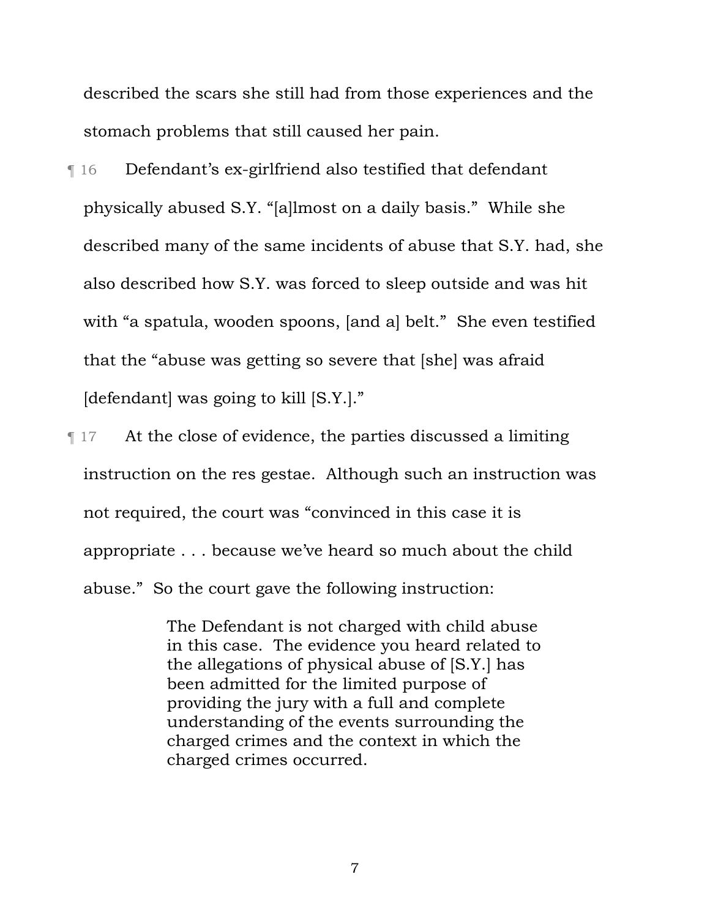described the scars she still had from those experiences and the stomach problems that still caused her pain.

¶ 16 Defendant's ex-girlfriend also testified that defendant physically abused S.Y. "[a]lmost on a daily basis." While she described many of the same incidents of abuse that S.Y. had, she also described how S.Y. was forced to sleep outside and was hit with "a spatula, wooden spoons, [and a] belt." She even testified that the "abuse was getting so severe that [she] was afraid [defendant] was going to kill [S.Y.]."

¶ 17 At the close of evidence, the parties discussed a limiting instruction on the res gestae. Although such an instruction was not required, the court was "convinced in this case it is appropriate . . . because we've heard so much about the child abuse." So the court gave the following instruction:

> The Defendant is not charged with child abuse in this case. The evidence you heard related to the allegations of physical abuse of [S.Y.] has been admitted for the limited purpose of providing the jury with a full and complete understanding of the events surrounding the charged crimes and the context in which the charged crimes occurred.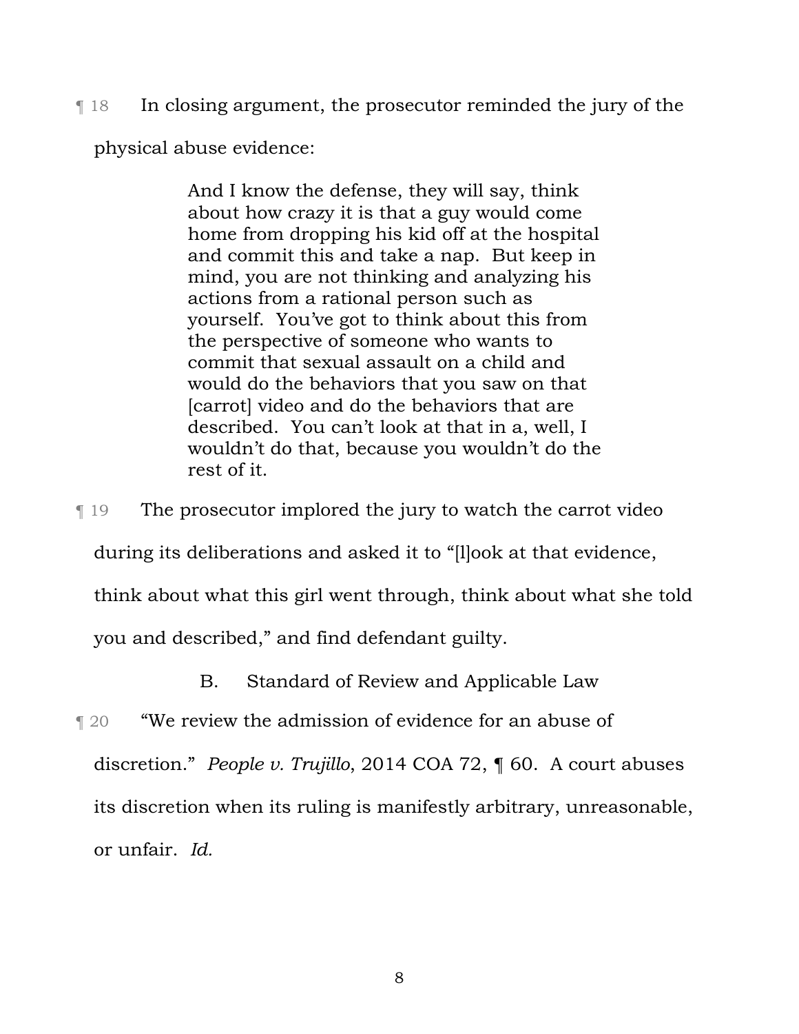¶ 18 In closing argument, the prosecutor reminded the jury of the physical abuse evidence:

> And I know the defense, they will say, think about how crazy it is that a guy would come home from dropping his kid off at the hospital and commit this and take a nap. But keep in mind, you are not thinking and analyzing his actions from a rational person such as yourself. You've got to think about this from the perspective of someone who wants to commit that sexual assault on a child and would do the behaviors that you saw on that [carrot] video and do the behaviors that are described. You can't look at that in a, well, I wouldn't do that, because you wouldn't do the rest of it.

¶ 19 The prosecutor implored the jury to watch the carrot video during its deliberations and asked it to "[l]ook at that evidence, think about what this girl went through, think about what she told you and described," and find defendant guilty.

### B. Standard of Review and Applicable Law

¶ 20 "We review the admission of evidence for an abuse of discretion." *People v. Trujillo*, 2014 COA 72, ¶ 60. A court abuses its discretion when its ruling is manifestly arbitrary, unreasonable, or unfair. *Id.*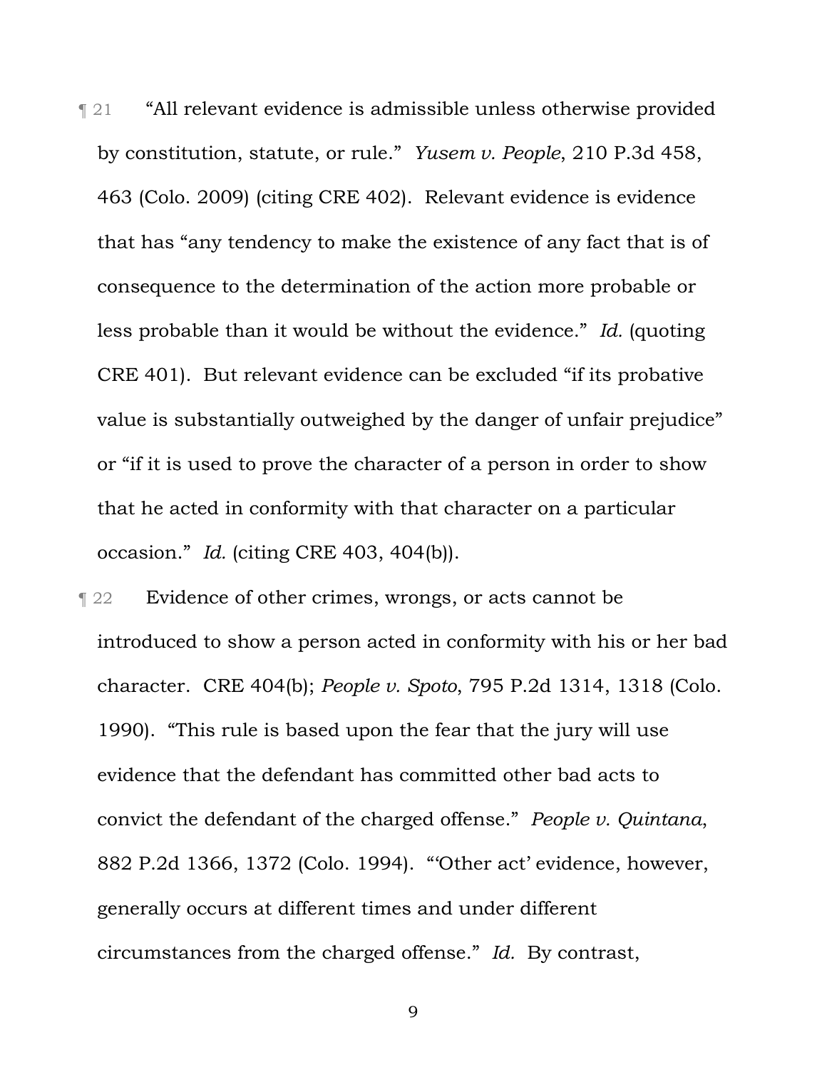¶ 21 "All relevant evidence is admissible unless otherwise provided by constitution, statute, or rule." *Yusem v. People*, 210 P.3d 458, 463 (Colo. 2009) (citing CRE 402). Relevant evidence is evidence that has "any tendency to make the existence of any fact that is of consequence to the determination of the action more probable or less probable than it would be without the evidence." *Id.* (quoting CRE 401). But relevant evidence can be excluded "if its probative value is substantially outweighed by the danger of unfair prejudice" or "if it is used to prove the character of a person in order to show that he acted in conformity with that character on a particular occasion." *Id.* (citing CRE 403, 404(b)).

¶ 22 Evidence of other crimes, wrongs, or acts cannot be introduced to show a person acted in conformity with his or her bad character. CRE 404(b); *People v. Spoto*, 795 P.2d 1314, 1318 (Colo. 1990). "This rule is based upon the fear that the jury will use evidence that the defendant has committed other bad acts to convict the defendant of the charged offense." *People v. Quintana*, 882 P.2d 1366, 1372 (Colo. 1994). "'Other act' evidence, however, generally occurs at different times and under different circumstances from the charged offense." *Id.* By contrast,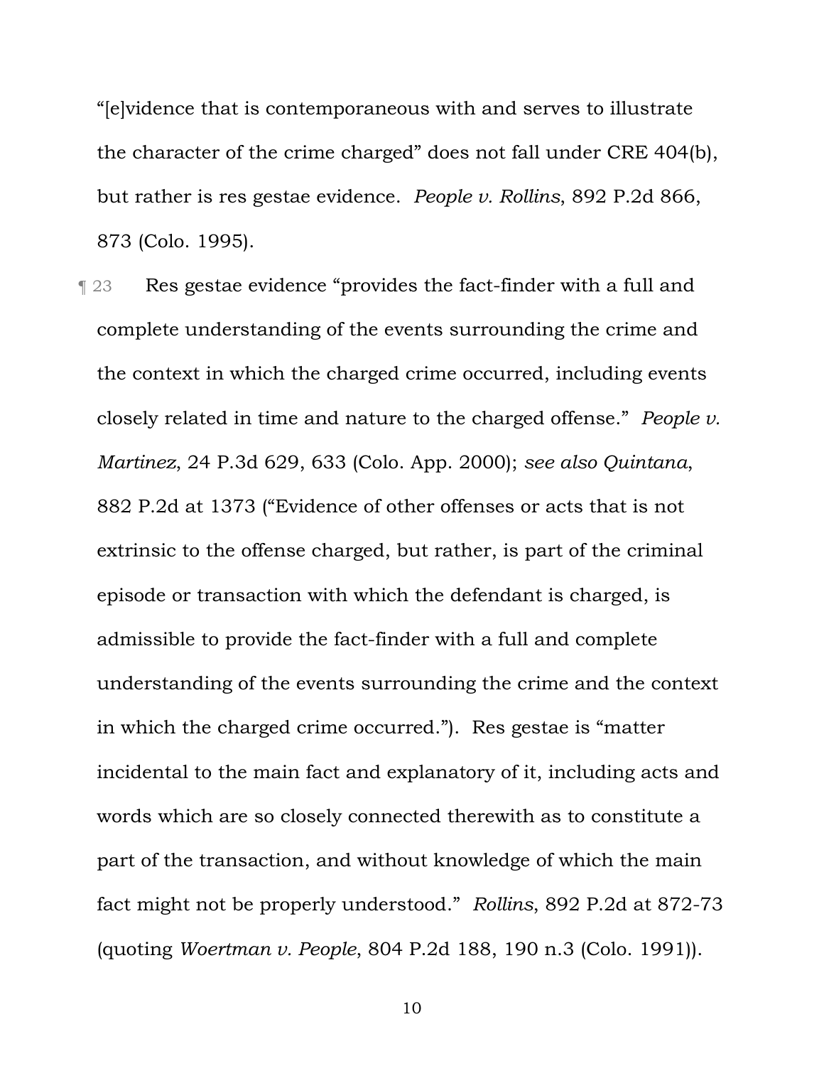"[e]vidence that is contemporaneous with and serves to illustrate the character of the crime charged" does not fall under CRE 404(b), but rather is res gestae evidence. *People v. Rollins*, 892 P.2d 866, 873 (Colo. 1995).

¶ 23 Res gestae evidence "provides the fact-finder with a full and complete understanding of the events surrounding the crime and the context in which the charged crime occurred, including events closely related in time and nature to the charged offense." *People v. Martinez*, 24 P.3d 629, 633 (Colo. App. 2000); *see also Quintana*, 882 P.2d at 1373 ("Evidence of other offenses or acts that is not extrinsic to the offense charged, but rather, is part of the criminal episode or transaction with which the defendant is charged, is admissible to provide the fact-finder with a full and complete understanding of the events surrounding the crime and the context in which the charged crime occurred."). Res gestae is "matter incidental to the main fact and explanatory of it, including acts and words which are so closely connected therewith as to constitute a part of the transaction, and without knowledge of which the main fact might not be properly understood." *Rollins*, 892 P.2d at 872-73 (quoting *Woertman v. People*, 804 P.2d 188, 190 n.3 (Colo. 1991)).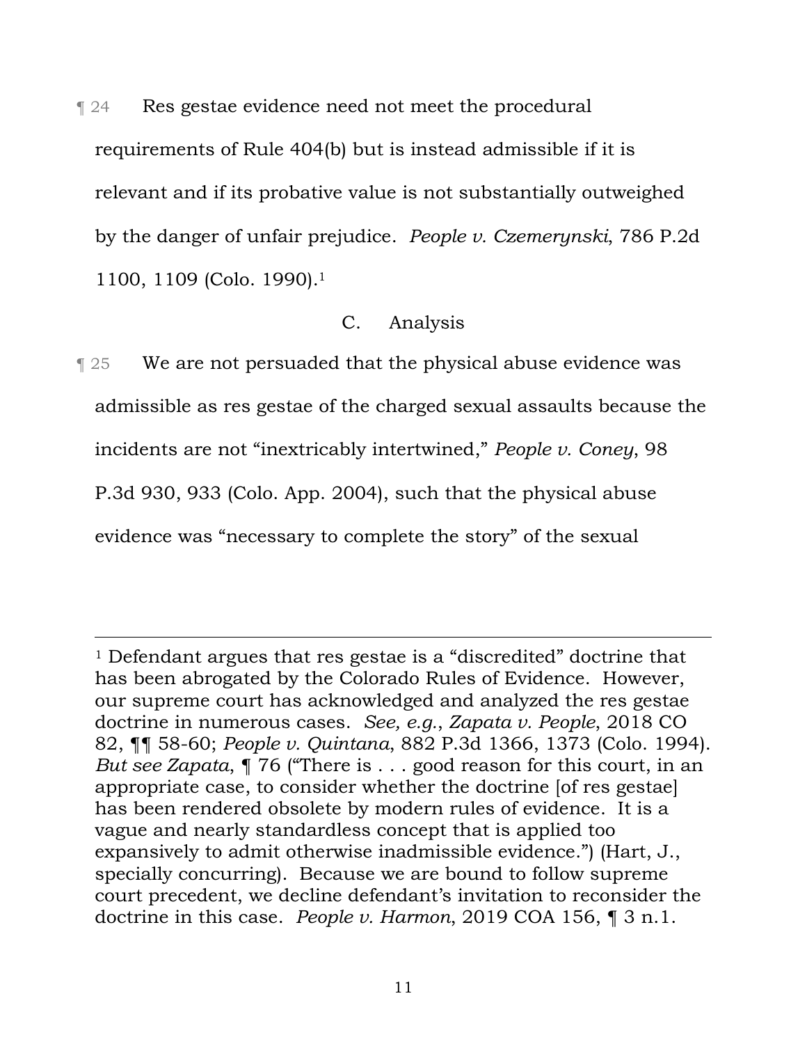¶ 24 Res gestae evidence need not meet the procedural requirements of Rule 404(b) but is instead admissible if it is relevant and if its probative value is not substantially outweighed by the danger of unfair prejudice. *People v. Czemerynski*, 786 P.2d 1100, 1109 (Colo. 1990).[1]

### C. Analysis

¶ 25 We are not persuaded that the physical abuse evidence was admissible as res gestae of the charged sexual assaults because the incidents are not "inextricably intertwined," *People v. Coney*, 98 P.3d 930, 933 (Colo. App. 2004), such that the physical abuse evidence was "necessary to complete the story" of the sexual

---

[1] Defendant argues that res gestae is a "discredited" doctrine that has been abrogated by the Colorado Rules of Evidence. However, our supreme court has acknowledged and analyzed the res gestae doctrine in numerous cases. *See, e.g.*, *Zapata v. People*, 2018 CO 82, ¶¶ 58-60; *People v. Quintana*, 882 P.3d 1366, 1373 (Colo. 1994). *But see Zapata*, ¶ 76 ("There is . . . good reason for this court, in an appropriate case, to consider whether the doctrine [of res gestae] has been rendered obsolete by modern rules of evidence. It is a vague and nearly standardless concept that is applied too expansively to admit otherwise inadmissible evidence.") (Hart, J., specially concurring). Because we are bound to follow supreme court precedent, we decline defendant's invitation to reconsider the doctrine in this case. *People v. Harmon*, 2019 COA 156, ¶ 3 n.1.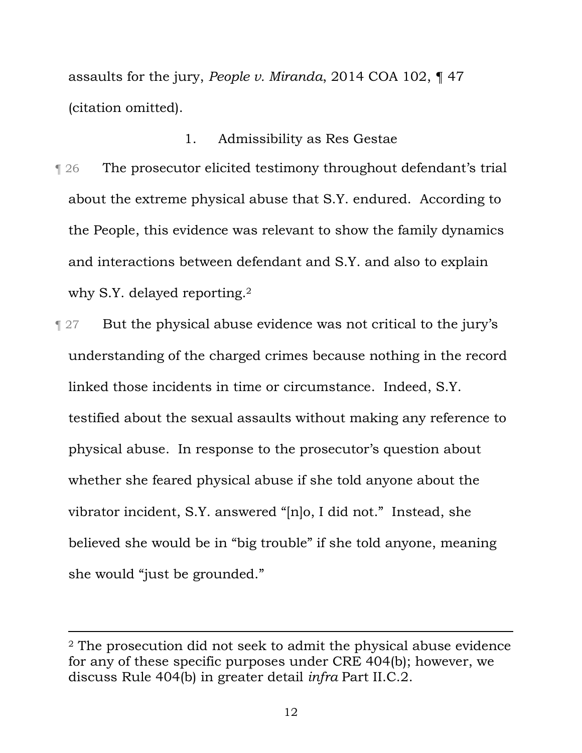assaults for the jury, *People v. Miranda*, 2014 COA 102, ¶ 47 (citation omitted).

1. Admissibility as Res Gestae

¶ 26 The prosecutor elicited testimony throughout defendant's trial about the extreme physical abuse that S.Y. endured. According to the People, this evidence was relevant to show the family dynamics and interactions between defendant and S.Y. and also to explain why S.Y. delayed reporting.[2]

¶ 27 But the physical abuse evidence was not critical to the jury's understanding of the charged crimes because nothing in the record linked those incidents in time or circumstance. Indeed, S.Y. testified about the sexual assaults without making any reference to physical abuse. In response to the prosecutor's question about whether she feared physical abuse if she told anyone about the vibrator incident, S.Y. answered "[n]o, I did not." Instead, she believed she would be in "big trouble" if she told anyone, meaning she would "just be grounded."

---

[2] The prosecution did not seek to admit the physical abuse evidence for any of these specific purposes under CRE 404(b); however, we discuss Rule 404(b) in greater detail *infra* Part II.C.2.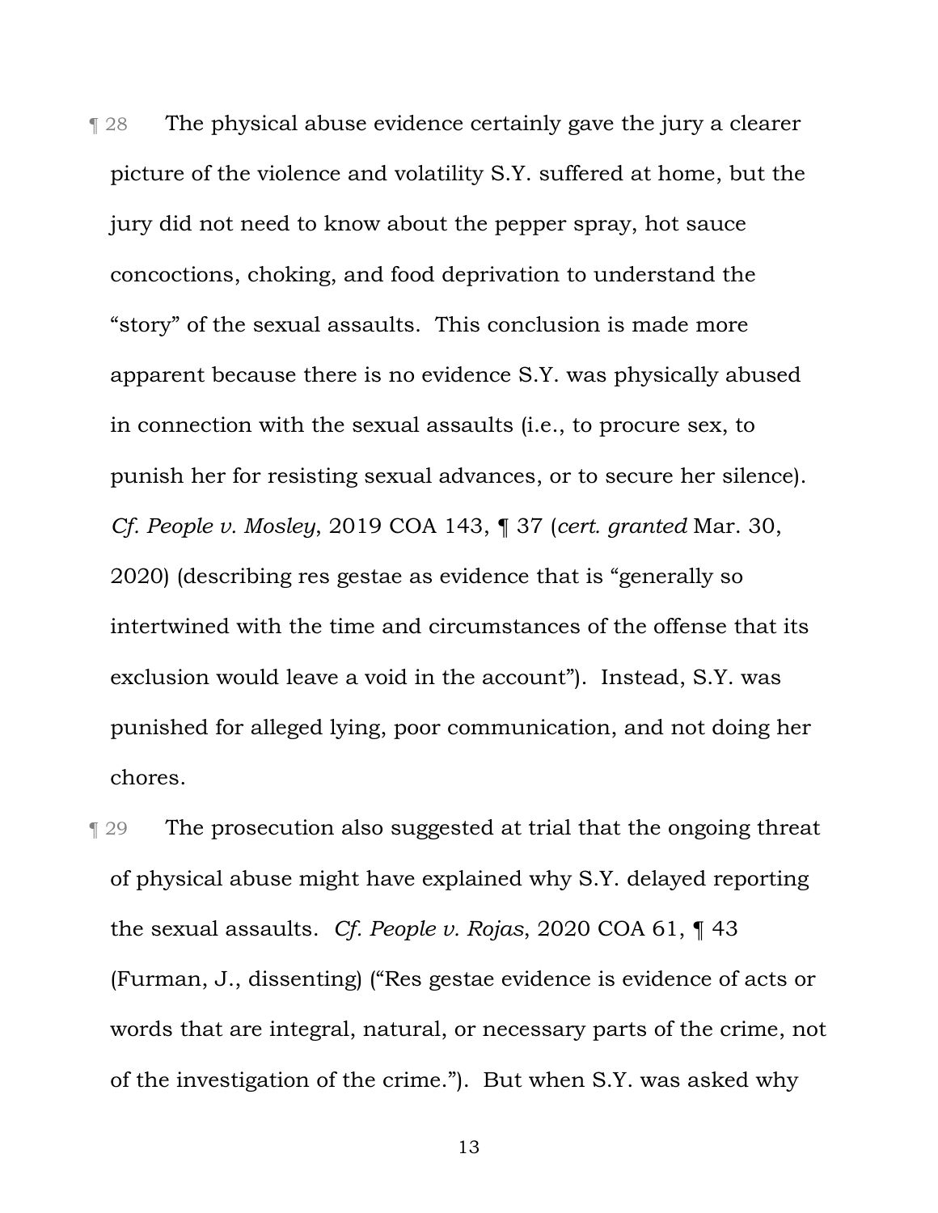¶ 28 The physical abuse evidence certainly gave the jury a clearer picture of the violence and volatility S.Y. suffered at home, but the jury did not need to know about the pepper spray, hot sauce concoctions, choking, and food deprivation to understand the "story" of the sexual assaults. This conclusion is made more apparent because there is no evidence S.Y. was physically abused in connection with the sexual assaults (i.e., to procure sex, to punish her for resisting sexual advances, or to secure her silence). *Cf. People v. Mosley*, 2019 COA 143, ¶ 37 (*cert. granted* Mar. 30, 2020) (describing res gestae as evidence that is "generally so intertwined with the time and circumstances of the offense that its exclusion would leave a void in the account"). Instead, S.Y. was punished for alleged lying, poor communication, and not doing her chores.

¶ 29 The prosecution also suggested at trial that the ongoing threat of physical abuse might have explained why S.Y. delayed reporting the sexual assaults. *Cf. People v. Rojas*, 2020 COA 61, ¶ 43 (Furman, J., dissenting) ("Res gestae evidence is evidence of acts or words that are integral, natural, or necessary parts of the crime, not of the investigation of the crime."). But when S.Y. was asked why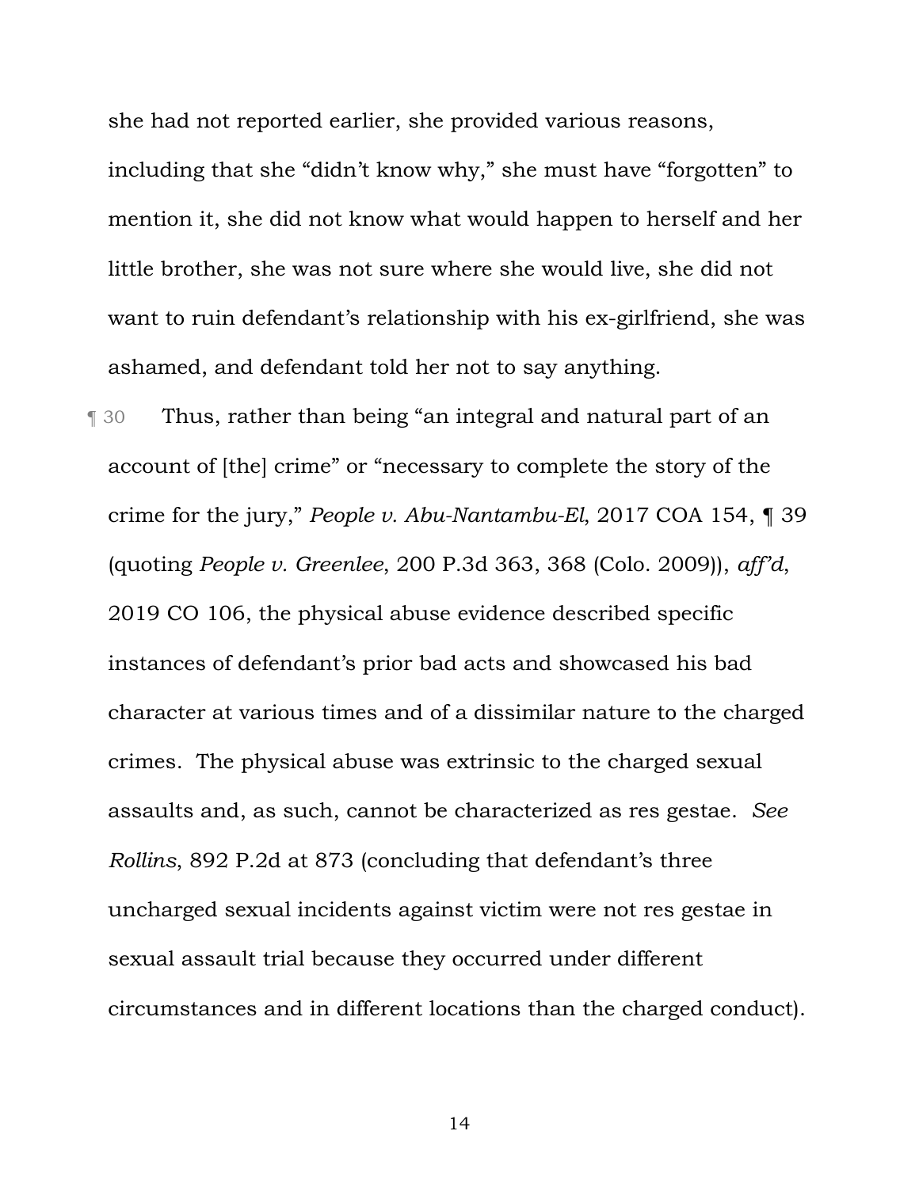she had not reported earlier, she provided various reasons, including that she "didn't know why," she must have "forgotten" to mention it, she did not know what would happen to herself and her little brother, she was not sure where she would live, she did not want to ruin defendant's relationship with his ex-girlfriend, she was ashamed, and defendant told her not to say anything.

¶ 30 Thus, rather than being "an integral and natural part of an account of [the] crime" or "necessary to complete the story of the crime for the jury," *People v. Abu-Nantambu-El*, 2017 COA 154, ¶ 39 (quoting *People v. Greenlee*, 200 P.3d 363, 368 (Colo. 2009)), *aff'd*, 2019 CO 106, the physical abuse evidence described specific instances of defendant's prior bad acts and showcased his bad character at various times and of a dissimilar nature to the charged crimes. The physical abuse was extrinsic to the charged sexual assaults and, as such, cannot be characterized as res gestae. *See Rollins*, 892 P.2d at 873 (concluding that defendant's three uncharged sexual incidents against victim were not res gestae in sexual assault trial because they occurred under different circumstances and in different locations than the charged conduct).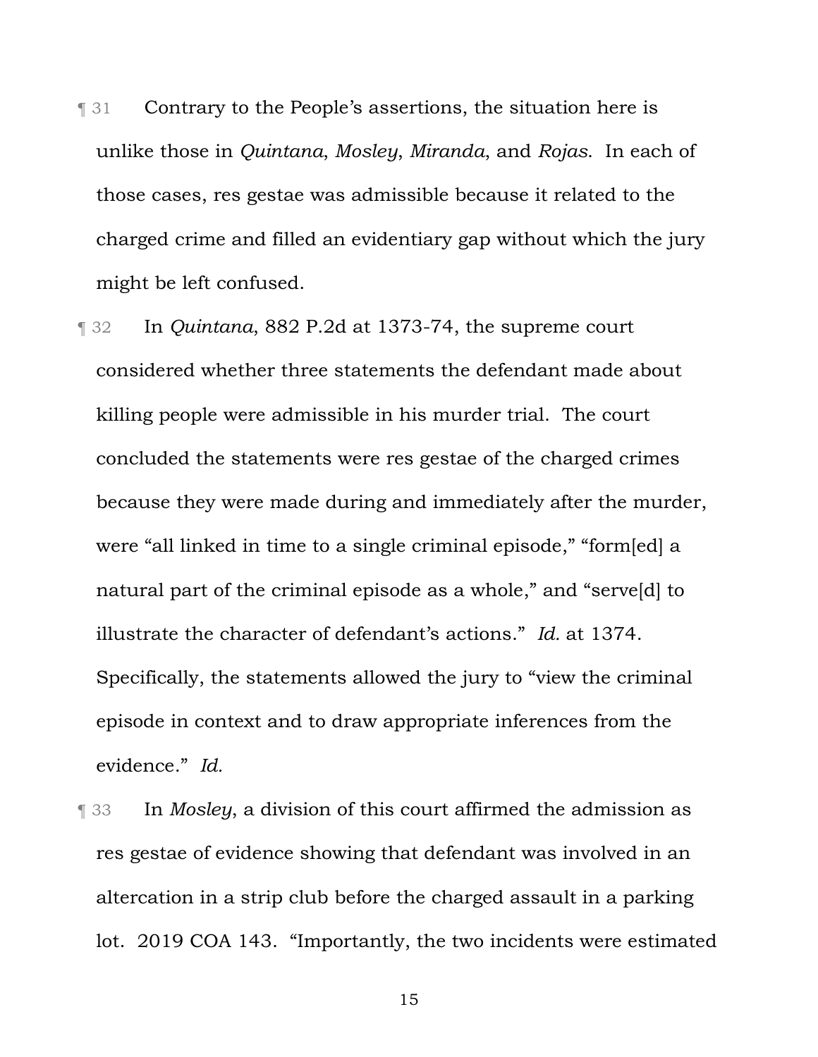¶ 31 Contrary to the People's assertions, the situation here is unlike those in *Quintana*, *Mosley*, *Miranda*, and *Rojas*. In each of those cases, res gestae was admissible because it related to the charged crime and filled an evidentiary gap without which the jury might be left confused.

¶ 32 In *Quintana*, 882 P.2d at 1373-74, the supreme court considered whether three statements the defendant made about killing people were admissible in his murder trial. The court concluded the statements were res gestae of the charged crimes because they were made during and immediately after the murder, were "all linked in time to a single criminal episode," "form[ed] a natural part of the criminal episode as a whole," and "serve[d] to illustrate the character of defendant's actions." *Id.* at 1374. Specifically, the statements allowed the jury to "view the criminal episode in context and to draw appropriate inferences from the evidence." *Id.*

¶ 33 In *Mosley*, a division of this court affirmed the admission as res gestae of evidence showing that defendant was involved in an altercation in a strip club before the charged assault in a parking lot. 2019 COA 143. "Importantly, the two incidents were estimated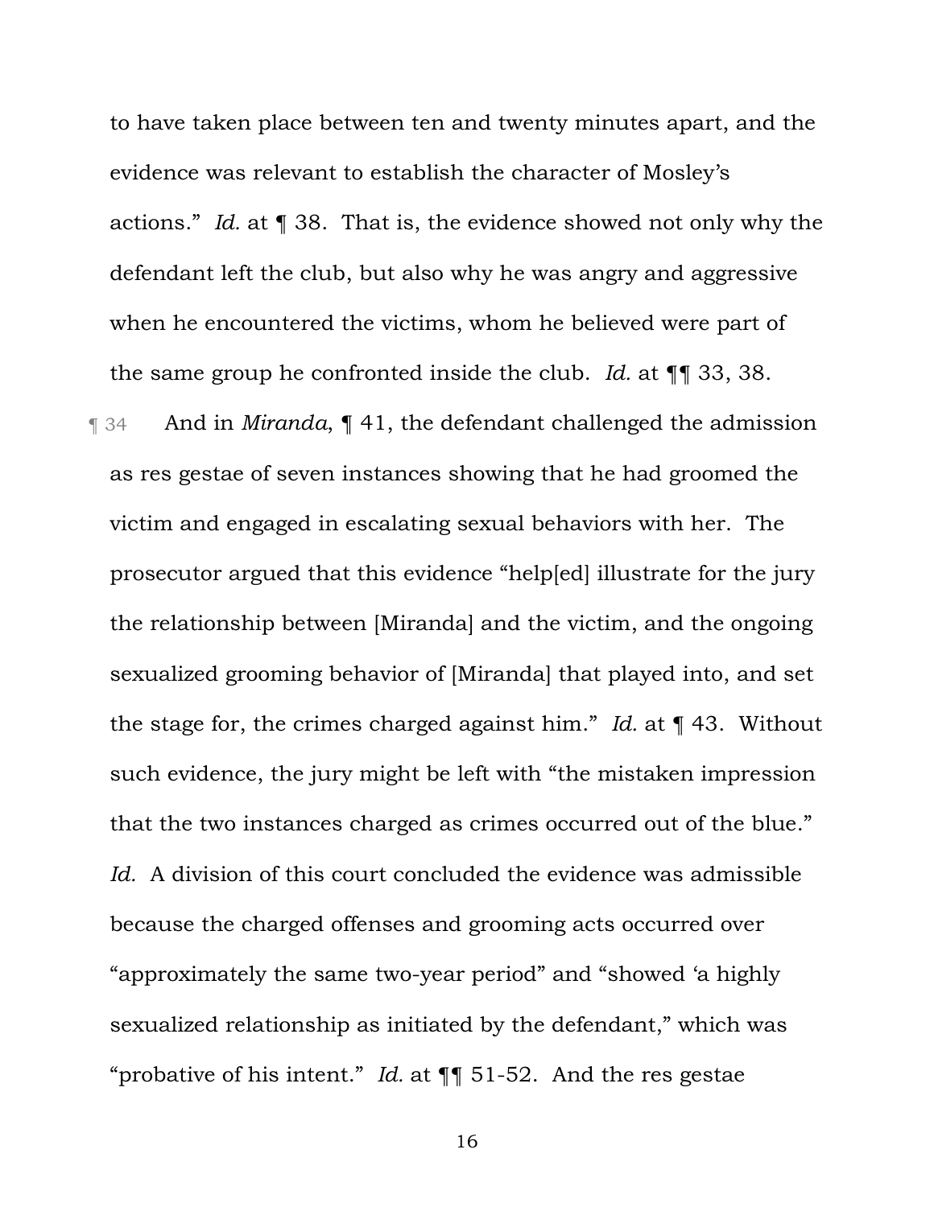to have taken place between ten and twenty minutes apart, and the evidence was relevant to establish the character of Mosley's actions." *Id.* at ¶ 38. That is, the evidence showed not only why the defendant left the club, but also why he was angry and aggressive when he encountered the victims, whom he believed were part of the same group he confronted inside the club. *Id.* at ¶¶ 33, 38.

¶ 34 And in *Miranda*, ¶ 41, the defendant challenged the admission as res gestae of seven instances showing that he had groomed the victim and engaged in escalating sexual behaviors with her. The prosecutor argued that this evidence "help[ed] illustrate for the jury the relationship between [Miranda] and the victim, and the ongoing sexualized grooming behavior of [Miranda] that played into, and set the stage for, the crimes charged against him." *Id.* at ¶ 43. Without such evidence, the jury might be left with "the mistaken impression that the two instances charged as crimes occurred out of the blue." *Id.* A division of this court concluded the evidence was admissible because the charged offenses and grooming acts occurred over "approximately the same two-year period" and "showed 'a highly sexualized relationship as initiated by the defendant,'' which was "probative of his intent." *Id.* at ¶¶ 51-52. And the res gestae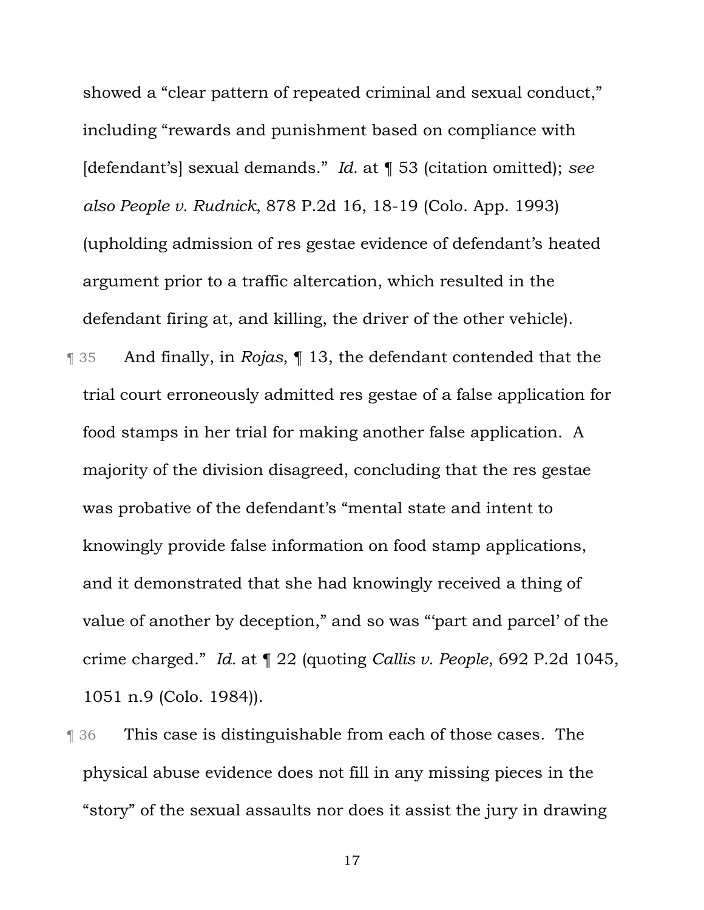showed a "clear pattern of repeated criminal and sexual conduct," including "rewards and punishment based on compliance with [defendant's] sexual demands." *Id.* at ¶ 53 (citation omitted); *see also People v. Rudnick*, 878 P.2d 16, 18-19 (Colo. App. 1993) (upholding admission of res gestae evidence of defendant's heated argument prior to a traffic altercation, which resulted in the defendant firing at, and killing, the driver of the other vehicle).

¶ 35 And finally, in *Rojas*, ¶ 13, the defendant contended that the trial court erroneously admitted res gestae of a false application for food stamps in her trial for making another false application. A majority of the division disagreed, concluding that the res gestae was probative of the defendant's "mental state and intent to knowingly provide false information on food stamp applications, and it demonstrated that she had knowingly received a thing of value of another by deception," and so was "'part and parcel' of the crime charged." *Id.* at ¶ 22 (quoting *Callis v. People*, 692 P.2d 1045, 1051 n.9 (Colo. 1984)).

¶ 36 This case is distinguishable from each of those cases. The physical abuse evidence does not fill in any missing pieces in the "story" of the sexual assaults nor does it assist the jury in drawing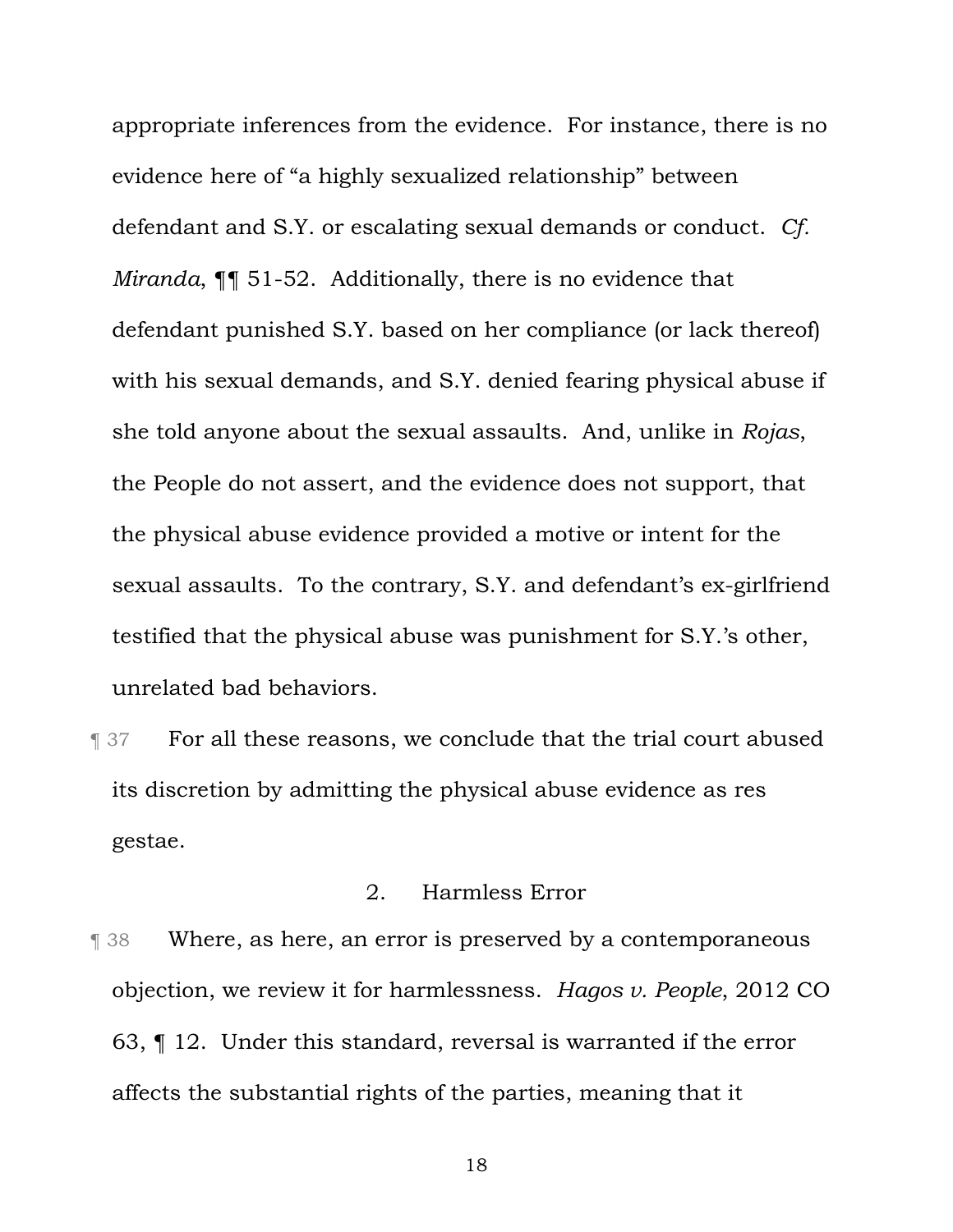appropriate inferences from the evidence. For instance, there is no evidence here of "a highly sexualized relationship" between defendant and S.Y. or escalating sexual demands or conduct. *Cf. Miranda*, ¶¶ 51-52. Additionally, there is no evidence that defendant punished S.Y. based on her compliance (or lack thereof) with his sexual demands, and S.Y. denied fearing physical abuse if she told anyone about the sexual assaults. And, unlike in *Rojas*, the People do not assert, and the evidence does not support, that the physical abuse evidence provided a motive or intent for the sexual assaults. To the contrary, S.Y. and defendant's ex-girlfriend testified that the physical abuse was punishment for S.Y.'s other, unrelated bad behaviors.

¶ 37 For all these reasons, we conclude that the trial court abused its discretion by admitting the physical abuse evidence as res gestae.

### 2. Harmless Error

¶ 38 Where, as here, an error is preserved by a contemporaneous objection, we review it for harmlessness. *Hagos v. People*, 2012 CO 63, ¶ 12. Under this standard, reversal is warranted if the error affects the substantial rights of the parties, meaning that it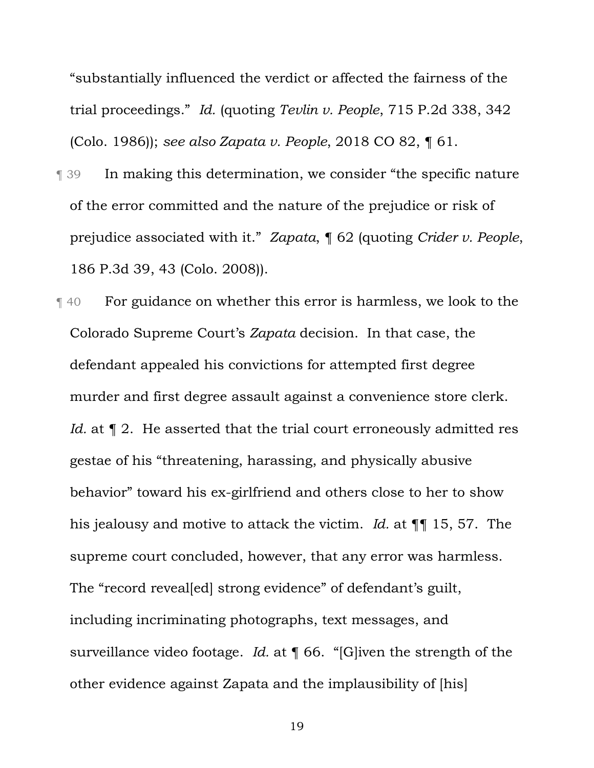"substantially influenced the verdict or affected the fairness of the trial proceedings." *Id.* (quoting *Tevlin v. People*, 715 P.2d 338, 342 (Colo. 1986)); *see also Zapata v. People*, 2018 CO 82, ¶ 61.

¶ 39 In making this determination, we consider "the specific nature of the error committed and the nature of the prejudice or risk of prejudice associated with it." *Zapata*, ¶ 62 (quoting *Crider v. People*, 186 P.3d 39, 43 (Colo. 2008)).

¶ 40 For guidance on whether this error is harmless, we look to the Colorado Supreme Court's *Zapata* decision. In that case, the defendant appealed his convictions for attempted first degree murder and first degree assault against a convenience store clerk. *Id.* at ¶ 2. He asserted that the trial court erroneously admitted res gestae of his "threatening, harassing, and physically abusive behavior" toward his ex-girlfriend and others close to her to show his jealousy and motive to attack the victim. *Id.* at ¶¶ 15, 57. The supreme court concluded, however, that any error was harmless. The "record reveal[ed] strong evidence" of defendant's guilt, including incriminating photographs, text messages, and surveillance video footage. *Id.* at ¶ 66. "[G]iven the strength of the other evidence against Zapata and the implausibility of [his]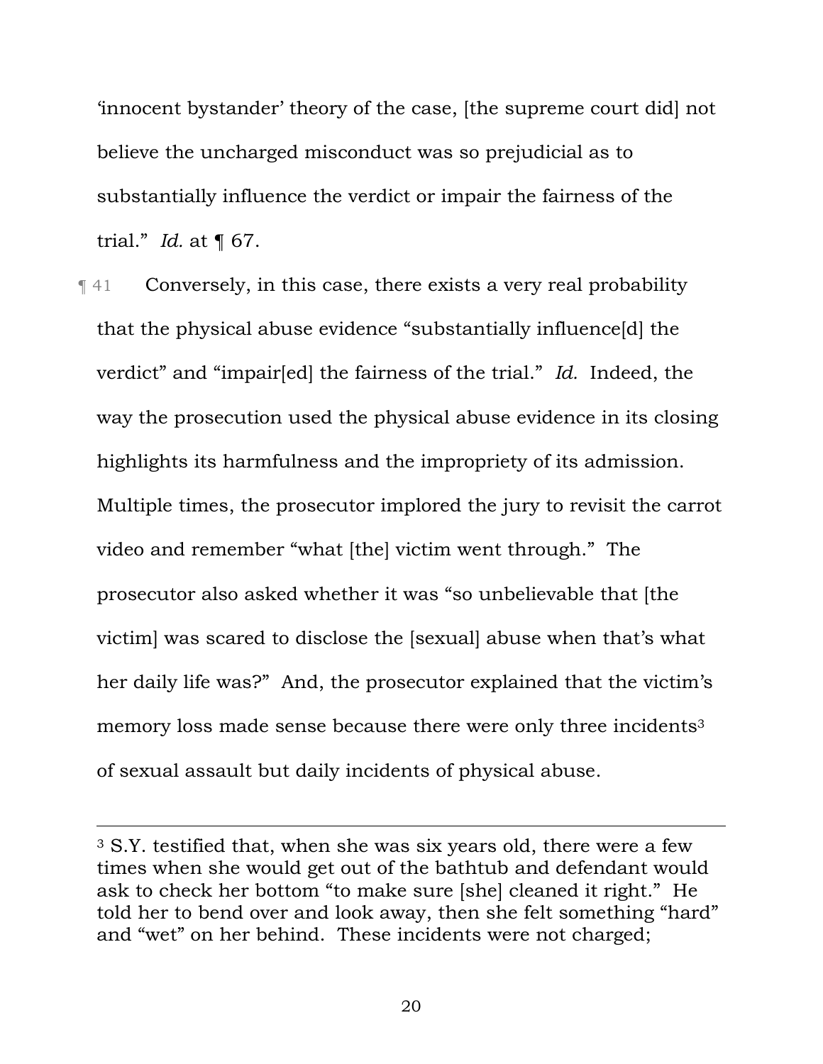'innocent bystander' theory of the case, [the supreme court did] not believe the uncharged misconduct was so prejudicial as to substantially influence the verdict or impair the fairness of the trial." *Id.* at ¶ 67.

¶ 41 Conversely, in this case, there exists a very real probability that the physical abuse evidence "substantially influence[d] the verdict" and "impair[ed] the fairness of the trial." *Id.* Indeed, the way the prosecution used the physical abuse evidence in its closing highlights its harmfulness and the impropriety of its admission. Multiple times, the prosecutor implored the jury to revisit the carrot video and remember "what [the] victim went through." The prosecutor also asked whether it was "so unbelievable that [the victim] was scared to disclose the [sexual] abuse when that's what her daily life was?" And, the prosecutor explained that the victim's memory loss made sense because there were only three incidents[3] of sexual assault but daily incidents of physical abuse.

---

[3] S.Y. testified that, when she was six years old, there were a few times when she would get out of the bathtub and defendant would ask to check her bottom "to make sure [she] cleaned it right." He told her to bend over and look away, then she felt something "hard" and "wet" on her behind. These incidents were not charged;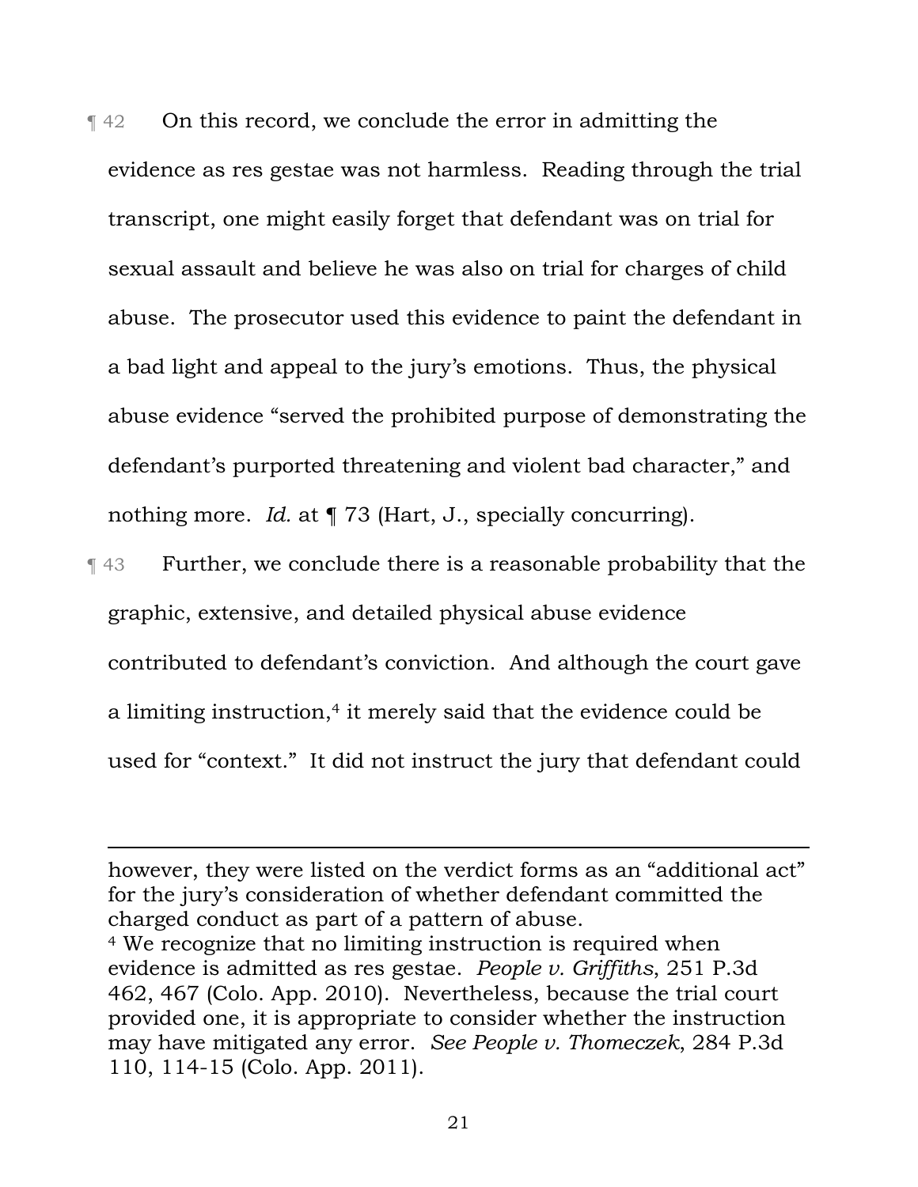¶ 42 On this record, we conclude the error in admitting the evidence as res gestae was not harmless. Reading through the trial transcript, one might easily forget that defendant was on trial for sexual assault and believe he was also on trial for charges of child abuse. The prosecutor used this evidence to paint the defendant in a bad light and appeal to the jury's emotions. Thus, the physical abuse evidence "served the prohibited purpose of demonstrating the defendant's purported threatening and violent bad character," and nothing more. *Id.* at ¶ 73 (Hart, J., specially concurring).

¶ 43 Further, we conclude there is a reasonable probability that the graphic, extensive, and detailed physical abuse evidence contributed to defendant's conviction. And although the court gave a limiting instruction,[4] it merely said that the evidence could be used for "context." It did not instruct the jury that defendant could

---

however, they were listed on the verdict forms as an "additional act" for the jury's consideration of whether defendant committed the charged conduct as part of a pattern of abuse.

[4] We recognize that no limiting instruction is required when evidence is admitted as res gestae. *People v. Griffiths*, 251 P.3d 462, 467 (Colo. App. 2010). Nevertheless, because the trial court provided one, it is appropriate to consider whether the instruction may have mitigated any error. *See People v. Thomeczek*, 284 P.3d 110, 114-15 (Colo. App. 2011).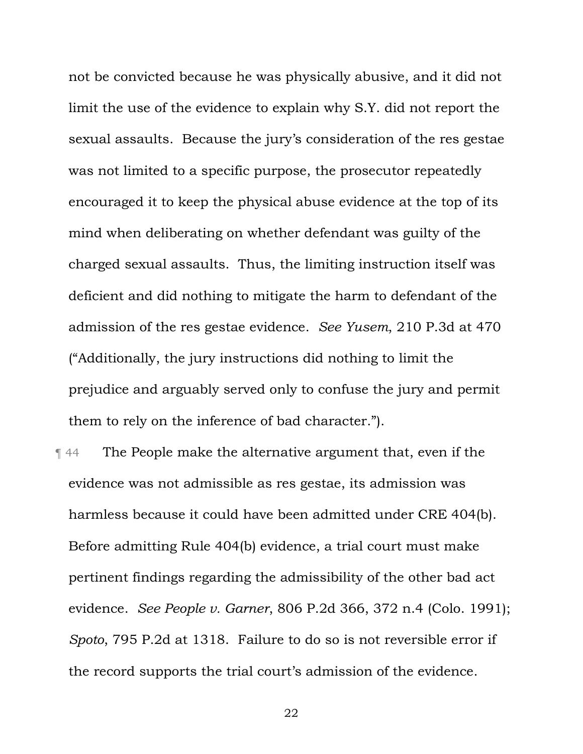not be convicted because he was physically abusive, and it did not limit the use of the evidence to explain why S.Y. did not report the sexual assaults. Because the jury's consideration of the res gestae was not limited to a specific purpose, the prosecutor repeatedly encouraged it to keep the physical abuse evidence at the top of its mind when deliberating on whether defendant was guilty of the charged sexual assaults. Thus, the limiting instruction itself was deficient and did nothing to mitigate the harm to defendant of the admission of the res gestae evidence. *See Yusem*, 210 P.3d at 470 ("Additionally, the jury instructions did nothing to limit the prejudice and arguably served only to confuse the jury and permit them to rely on the inference of bad character.").

¶ 44 The People make the alternative argument that, even if the evidence was not admissible as res gestae, its admission was harmless because it could have been admitted under CRE 404(b). Before admitting Rule 404(b) evidence, a trial court must make pertinent findings regarding the admissibility of the other bad act evidence. *See People v. Garner*, 806 P.2d 366, 372 n.4 (Colo. 1991); *Spoto*, 795 P.2d at 1318. Failure to do so is not reversible error if the record supports the trial court's admission of the evidence.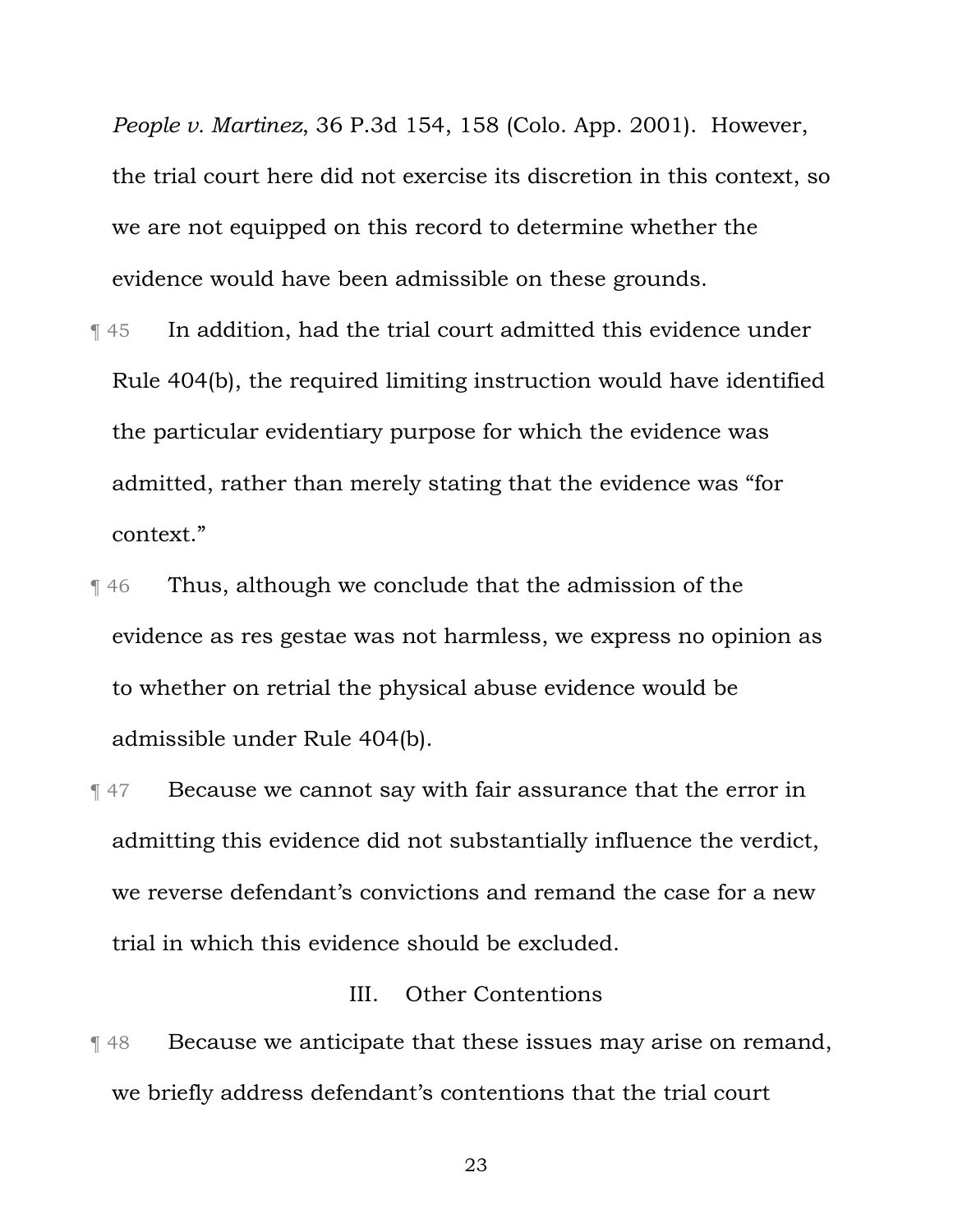*People v. Martinez*, 36 P.3d 154, 158 (Colo. App. 2001). However, the trial court here did not exercise its discretion in this context, so we are not equipped on this record to determine whether the evidence would have been admissible on these grounds.

¶ 45 In addition, had the trial court admitted this evidence under Rule 404(b), the required limiting instruction would have identified the particular evidentiary purpose for which the evidence was admitted, rather than merely stating that the evidence was "for context."

¶ 46 Thus, although we conclude that the admission of the evidence as res gestae was not harmless, we express no opinion as to whether on retrial the physical abuse evidence would be admissible under Rule 404(b).

¶ 47 Because we cannot say with fair assurance that the error in admitting this evidence did not substantially influence the verdict, we reverse defendant's convictions and remand the case for a new trial in which this evidence should be excluded.

## III. Other Contentions

¶ 48 Because we anticipate that these issues may arise on remand, we briefly address defendant's contentions that the trial court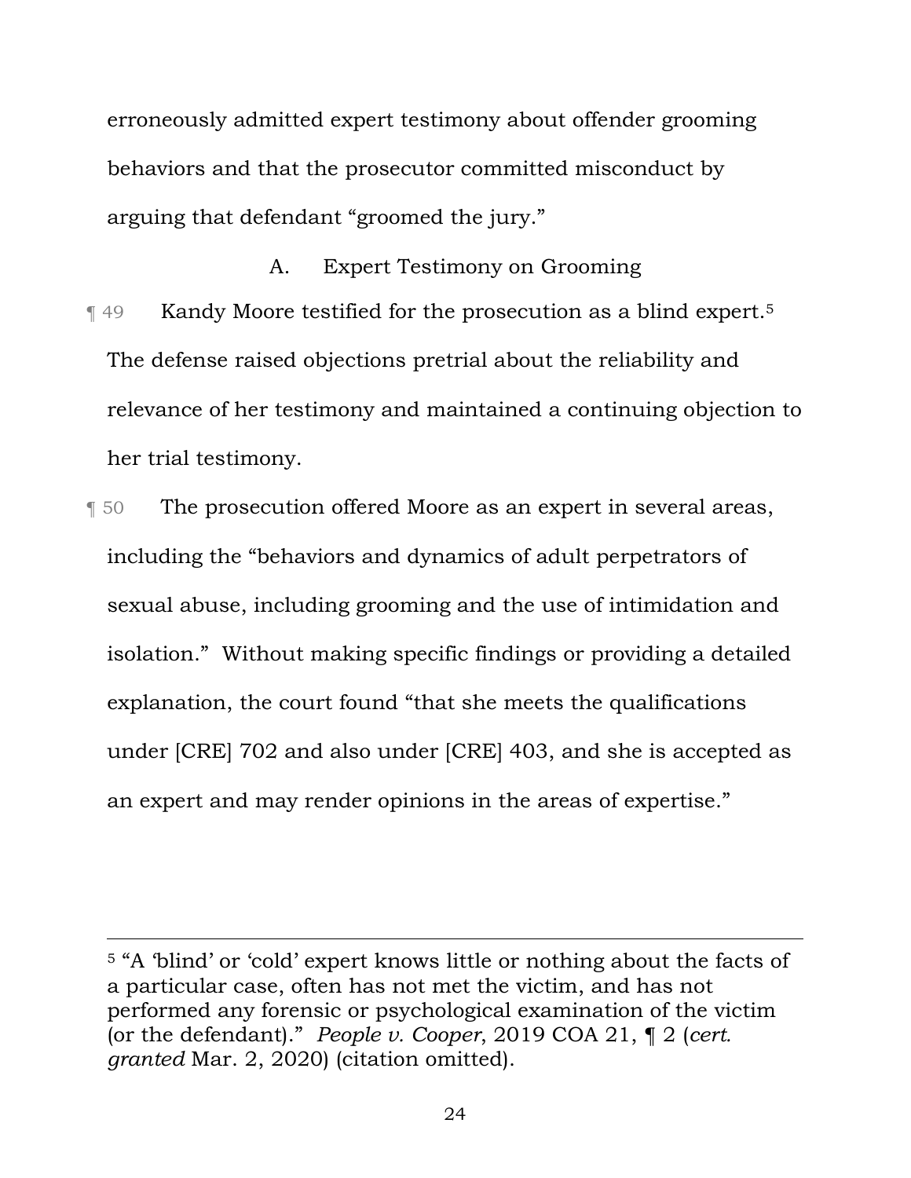erroneously admitted expert testimony about offender grooming behaviors and that the prosecutor committed misconduct by arguing that defendant "groomed the jury."

### A. Expert Testimony on Grooming

¶ 49 Kandy Moore testified for the prosecution as a blind expert.[5] The defense raised objections pretrial about the reliability and relevance of her testimony and maintained a continuing objection to her trial testimony.

¶ 50 The prosecution offered Moore as an expert in several areas, including the "behaviors and dynamics of adult perpetrators of sexual abuse, including grooming and the use of intimidation and isolation." Without making specific findings or providing a detailed explanation, the court found "that she meets the qualifications under [CRE] 702 and also under [CRE] 403, and she is accepted as an expert and may render opinions in the areas of expertise."

---

[5] "A 'blind' or 'cold' expert knows little or nothing about the facts of a particular case, often has not met the victim, and has not performed any forensic or psychological examination of the victim (or the defendant)." *People v. Cooper*, 2019 COA 21, ¶ 2 (*cert. granted* Mar. 2, 2020) (citation omitted).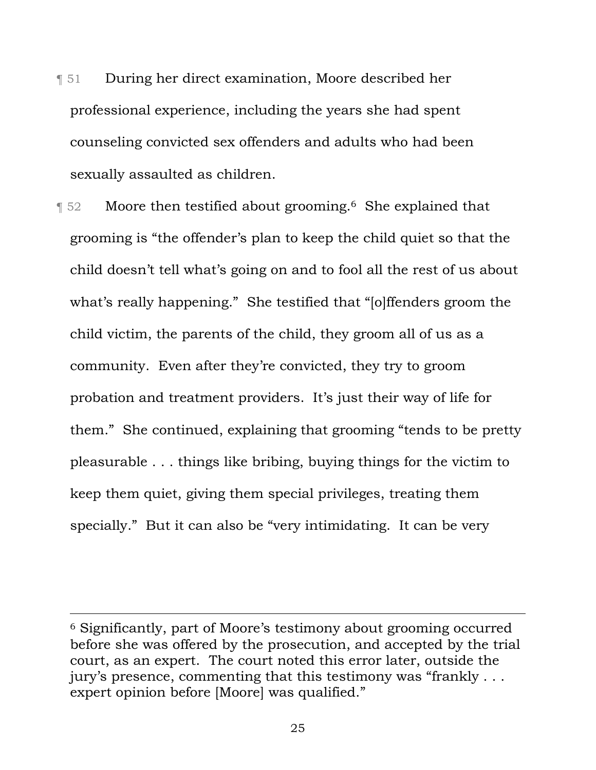¶ 51 During her direct examination, Moore described her professional experience, including the years she had spent counseling convicted sex offenders and adults who had been sexually assaulted as children.

¶ 52 Moore then testified about grooming.[6] She explained that grooming is "the offender's plan to keep the child quiet so that the child doesn't tell what's going on and to fool all the rest of us about what's really happening." She testified that "[o]ffenders groom the child victim, the parents of the child, they groom all of us as a community. Even after they're convicted, they try to groom probation and treatment providers. It's just their way of life for them." She continued, explaining that grooming "tends to be pretty pleasurable . . . things like bribing, buying things for the victim to keep them quiet, giving them special privileges, treating them specially." But it can also be "very intimidating. It can be very

---

[6] Significantly, part of Moore's testimony about grooming occurred before she was offered by the prosecution, and accepted by the trial court, as an expert. The court noted this error later, outside the jury's presence, commenting that this testimony was "frankly . . . expert opinion before [Moore] was qualified."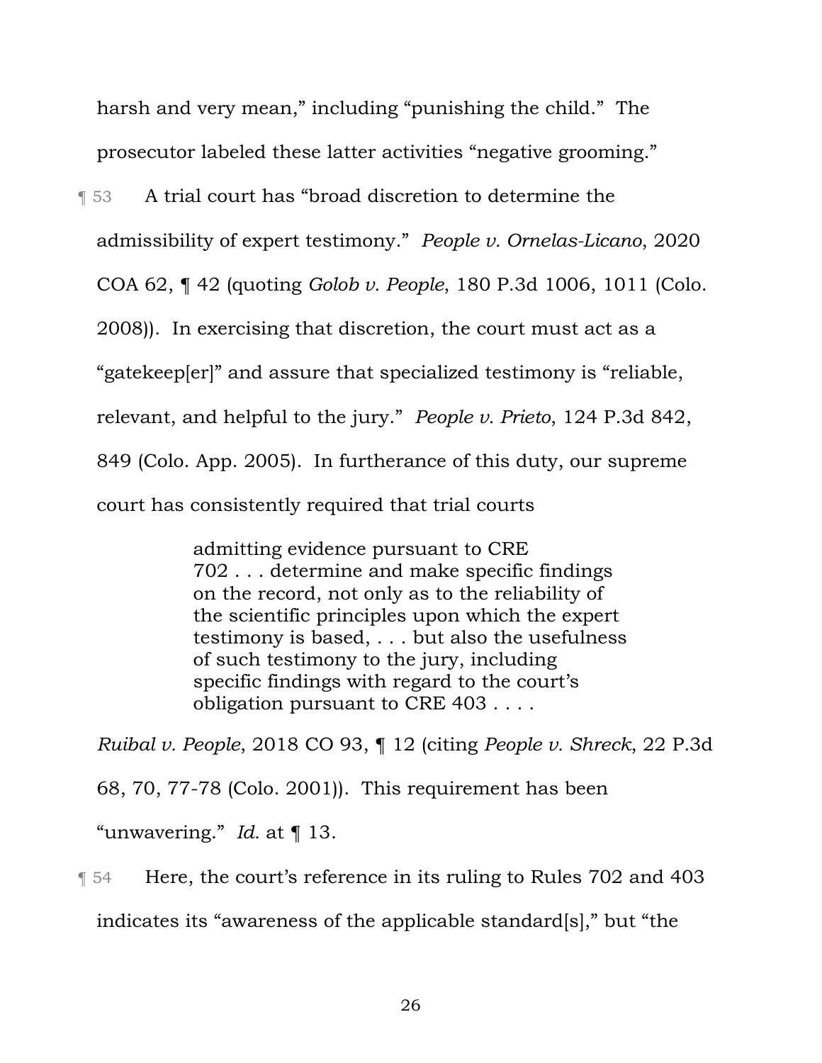harsh and very mean," including "punishing the child." The prosecutor labeled these latter activities "negative grooming."

¶ 53 A trial court has "broad discretion to determine the admissibility of expert testimony." *People v. Ornelas-Licano*, 2020 COA 62, ¶ 42 (quoting *Golob v. People*, 180 P.3d 1006, 1011 (Colo. 2008)). In exercising that discretion, the court must act as a "gatekeep[er]" and assure that specialized testimony is "reliable, relevant, and helpful to the jury." *People v. Prieto*, 124 P.3d 842, 849 (Colo. App. 2005). In furtherance of this duty, our supreme court has consistently required that trial courts

> admitting evidence pursuant to CRE 702 . . . determine and make specific findings on the record, not only as to the reliability of the scientific principles upon which the expert testimony is based, . . . but also the usefulness of such testimony to the jury, including specific findings with regard to the court's obligation pursuant to CRE 403 . . . .

*Ruibal v. People*, 2018 CO 93, ¶ 12 (citing *People v. Shreck*, 22 P.3d 68, 70, 77-78 (Colo. 2001)). This requirement has been "unwavering." *Id.* at ¶ 13.

¶ 54 Here, the court's reference in its ruling to Rules 702 and 403 indicates its "awareness of the applicable standard[s]," but "the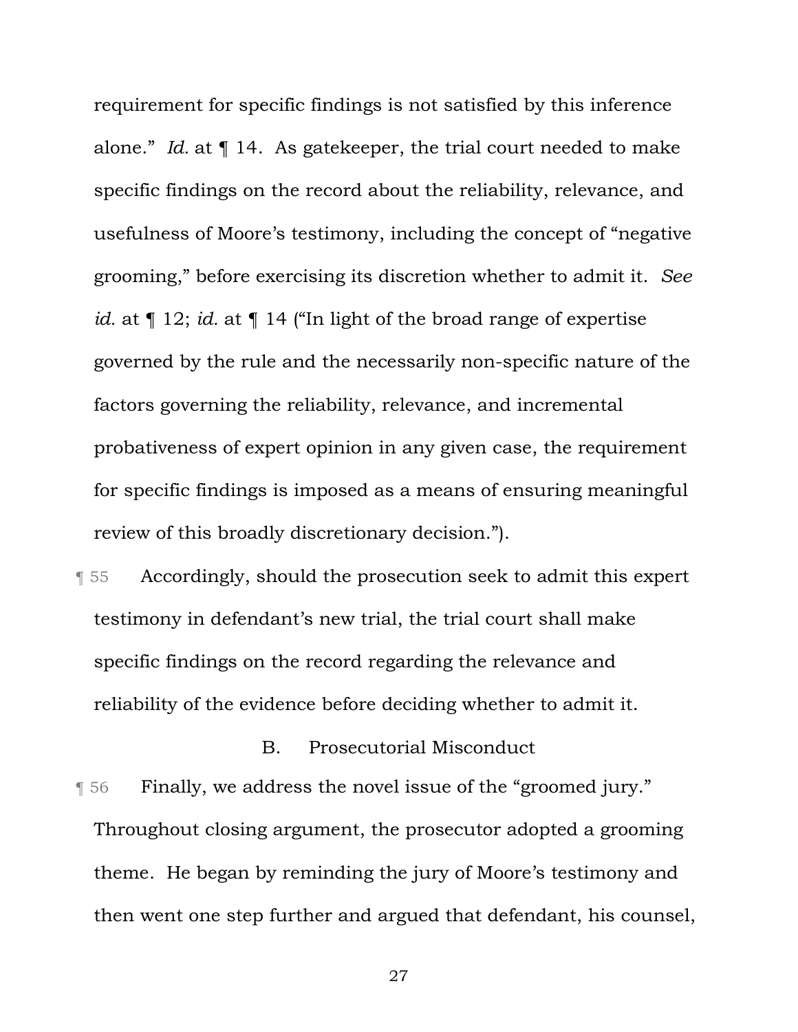requirement for specific findings is not satisfied by this inference alone." *Id.* at ¶ 14. As gatekeeper, the trial court needed to make specific findings on the record about the reliability, relevance, and usefulness of Moore's testimony, including the concept of "negative grooming," before exercising its discretion whether to admit it. *See id.* at ¶ 12; *id.* at ¶ 14 ("In light of the broad range of expertise governed by the rule and the necessarily non-specific nature of the factors governing the reliability, relevance, and incremental probativeness of expert opinion in any given case, the requirement for specific findings is imposed as a means of ensuring meaningful review of this broadly discretionary decision.").

¶ 55 Accordingly, should the prosecution seek to admit this expert testimony in defendant's new trial, the trial court shall make specific findings on the record regarding the relevance and reliability of the evidence before deciding whether to admit it.

### B. Prosecutorial Misconduct

¶ 56 Finally, we address the novel issue of the "groomed jury." Throughout closing argument, the prosecutor adopted a grooming theme. He began by reminding the jury of Moore's testimony and then went one step further and argued that defendant, his counsel,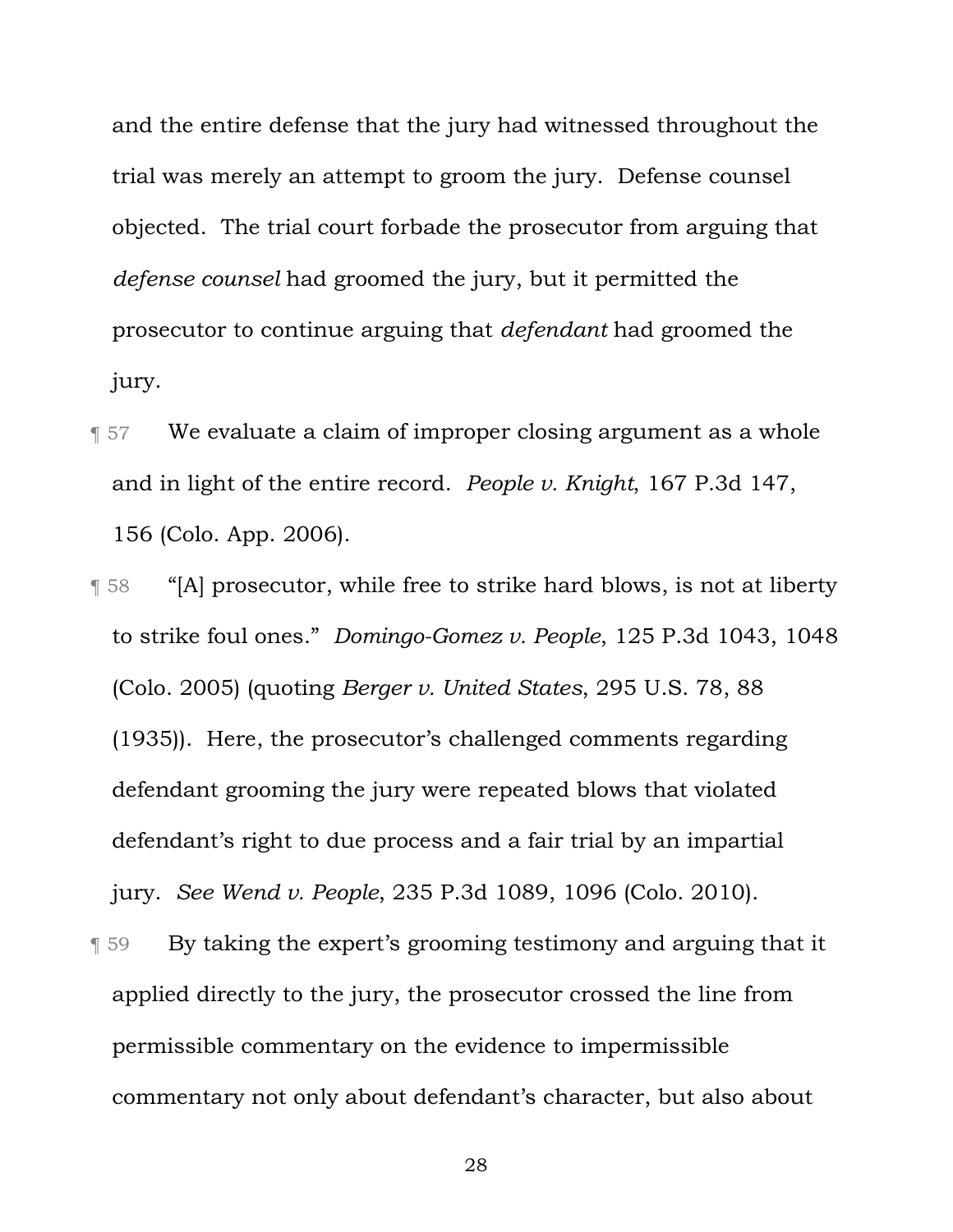and the entire defense that the jury had witnessed throughout the trial was merely an attempt to groom the jury. Defense counsel objected. The trial court forbade the prosecutor from arguing that *defense counsel* had groomed the jury, but it permitted the prosecutor to continue arguing that *defendant* had groomed the jury.

¶ 57 We evaluate a claim of improper closing argument as a whole and in light of the entire record. *People v. Knight*, 167 P.3d 147, 156 (Colo. App. 2006).

¶ 58 "[A] prosecutor, while free to strike hard blows, is not at liberty to strike foul ones." *Domingo-Gomez v. People*, 125 P.3d 1043, 1048 (Colo. 2005) (quoting *Berger v. United States*, 295 U.S. 78, 88 (1935)). Here, the prosecutor's challenged comments regarding defendant grooming the jury were repeated blows that violated defendant's right to due process and a fair trial by an impartial jury. *See Wend v. People*, 235 P.3d 1089, 1096 (Colo. 2010).

¶ 59 By taking the expert's grooming testimony and arguing that it applied directly to the jury, the prosecutor crossed the line from permissible commentary on the evidence to impermissible commentary not only about defendant's character, but also about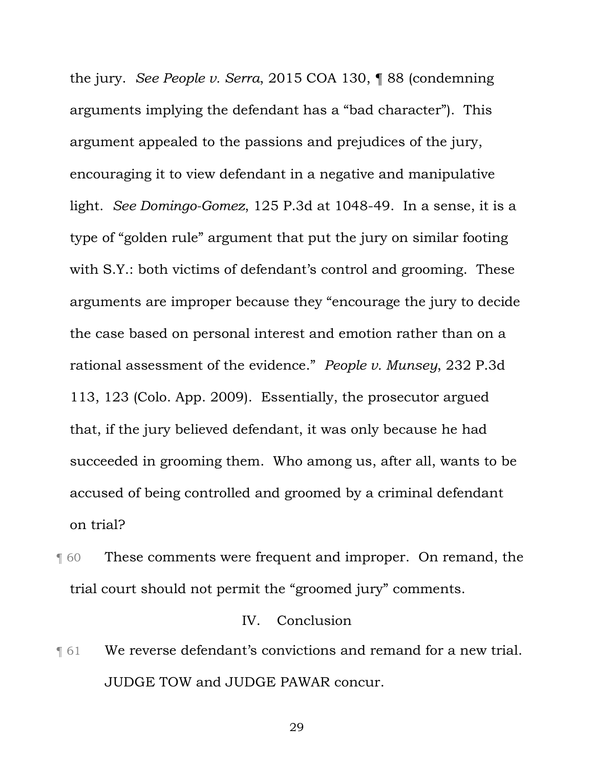the jury. *See People v. Serra*, 2015 COA 130, ¶ 88 (condemning arguments implying the defendant has a "bad character"). This argument appealed to the passions and prejudices of the jury, encouraging it to view defendant in a negative and manipulative light. *See Domingo-Gomez*, 125 P.3d at 1048-49. In a sense, it is a type of "golden rule" argument that put the jury on similar footing with S.Y.: both victims of defendant's control and grooming. These arguments are improper because they "encourage the jury to decide the case based on personal interest and emotion rather than on a rational assessment of the evidence." *People v. Munsey*, 232 P.3d 113, 123 (Colo. App. 2009). Essentially, the prosecutor argued that, if the jury believed defendant, it was only because he had succeeded in grooming them. Who among us, after all, wants to be accused of being controlled and groomed by a criminal defendant on trial?

¶ 60 These comments were frequent and improper. On remand, the trial court should not permit the "groomed jury" comments.

## IV. Conclusion

¶ 61 We reverse defendant's convictions and remand for a new trial.

JUDGE TOW and JUDGE PAWAR concur.